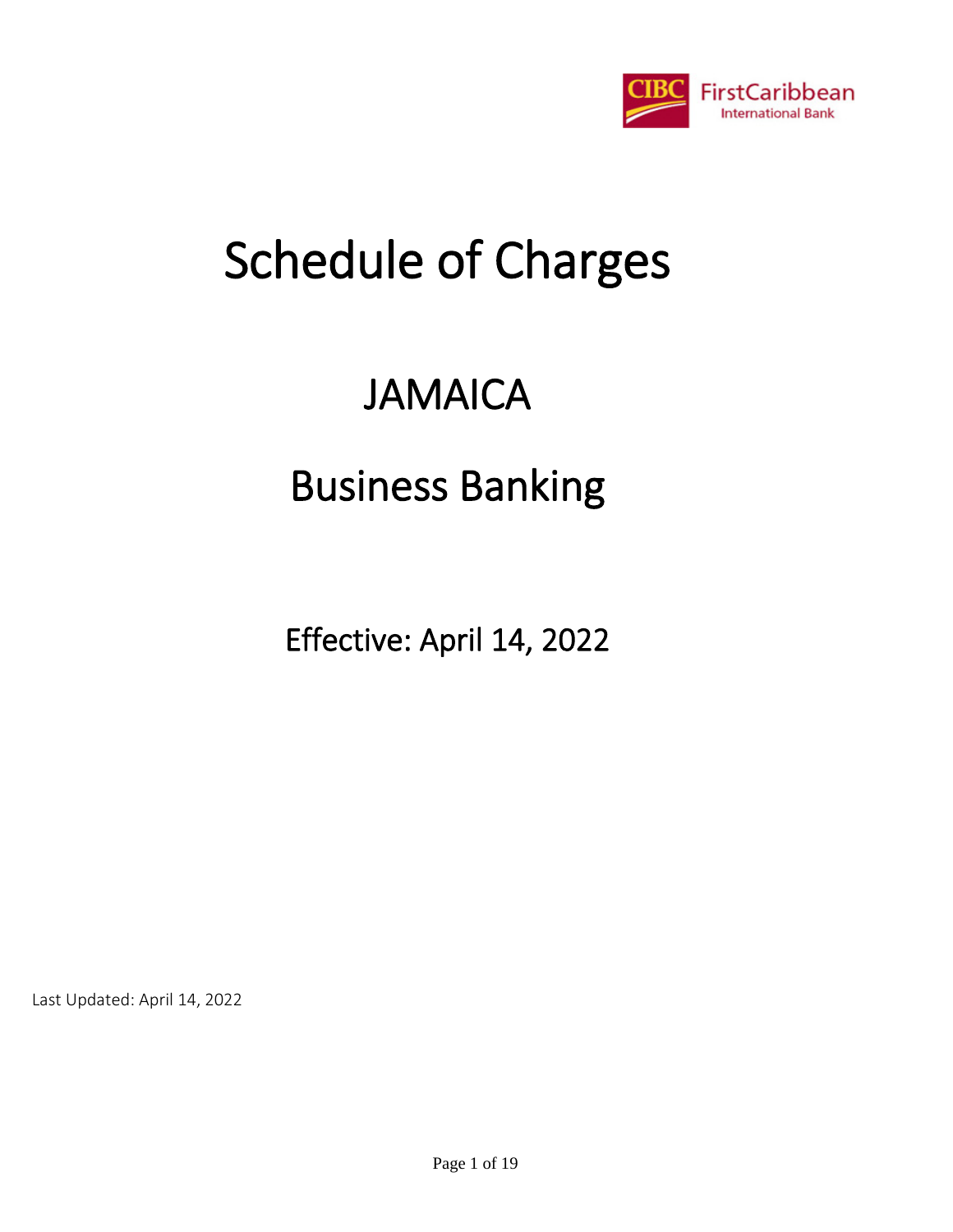CIBC FirstCaribbean International Bank

# Schedule of Charges

# JAMAICA

# Business Banking

## Effective: April 14, 2022

Last Updated: April 14, 2022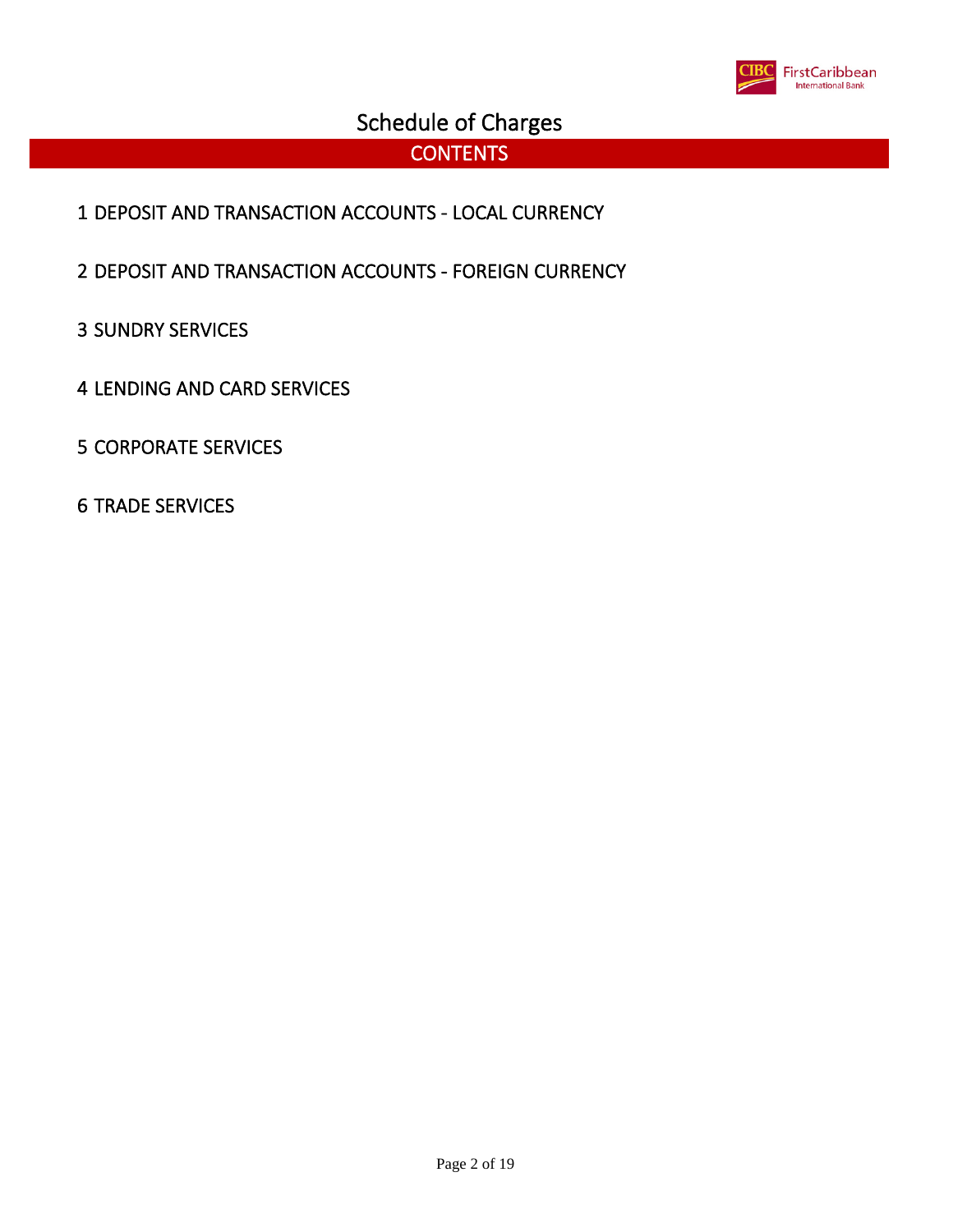# Schedule of Charges

## CONTENTS

1 DEPOSIT AND TRANSACTION ACCOUNTS - LOCAL CURRENCY

2 DEPOSIT AND TRANSACTION ACCOUNTS - FOREIGN CURRENCY

3 SUNDRY SERVICES

4 LENDING AND CARD SERVICES

5 CORPORATE SERVICES

6 TRADE SERVICES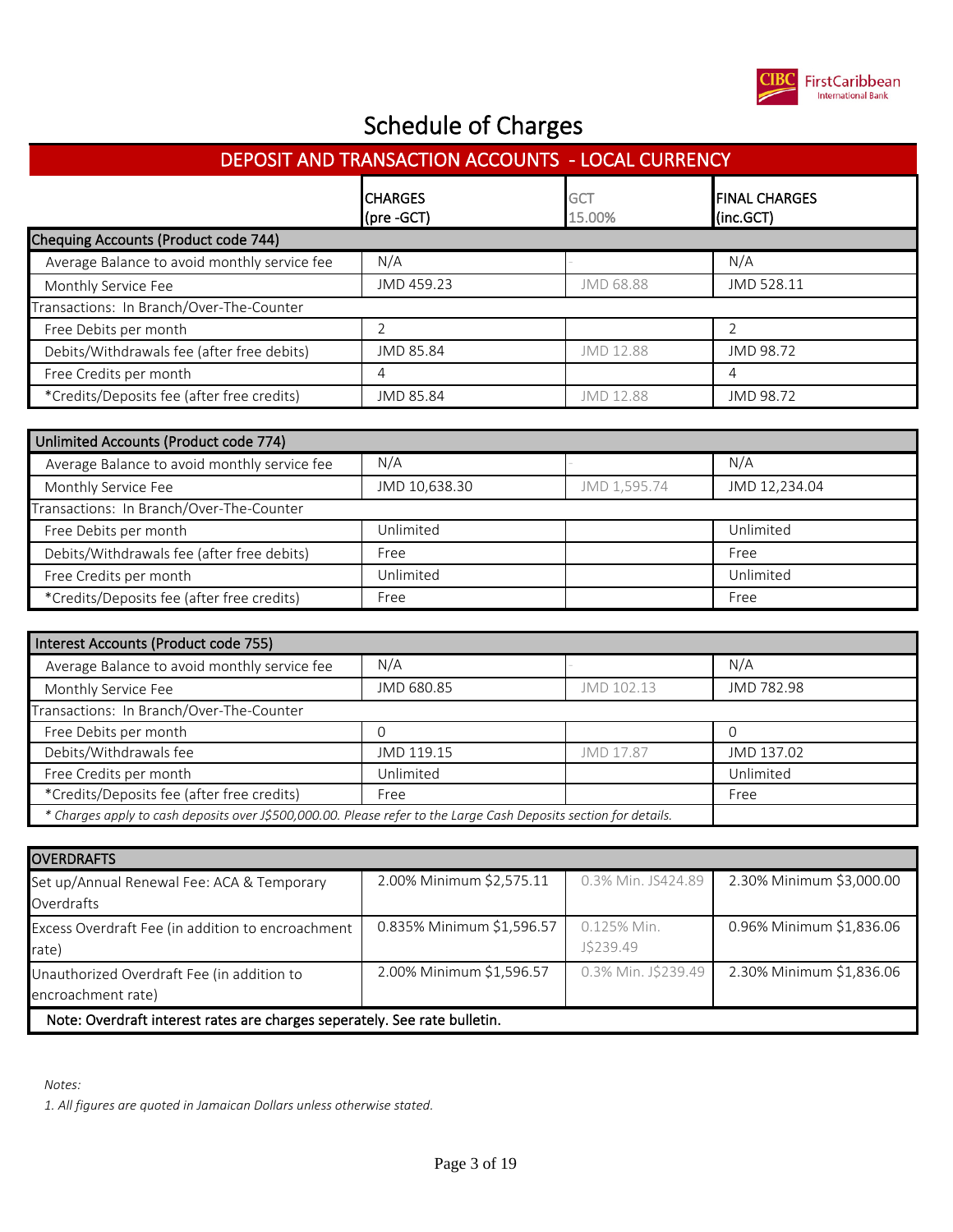# Schedule of Charges

## DEPOSIT AND TRANSACTION ACCOUNTS - LOCAL CURRENCY

| | CHARGES (pre -GCT) | GCT 15.00% | FINAL CHARGES (inc.GCT) |
|---|---|---|---|
| **Chequing Accounts (Product code 744)** | | | |
| Average Balance to avoid monthly service fee | N/A | - | N/A |
| Monthly Service Fee | JMD 459.23 | JMD 68.88 | JMD 528.11 |
| Transactions: In Branch/Over-The-Counter | | | |
| Free Debits per month | 2 | | 2 |
| Debits/Withdrawals fee (after free debits) | JMD 85.84 | JMD 12.88 | JMD 98.72 |
| Free Credits per month | 4 | | 4 |
| *Credits/Deposits fee (after free credits) | JMD 85.84 | JMD 12.88 | JMD 98.72 |

| Unlimited Accounts (Product code 774) | | | |
|---|---|---|---|
| Average Balance to avoid monthly service fee | N/A | - | N/A |
| Monthly Service Fee | JMD 10,638.30 | JMD 1,595.74 | JMD 12,234.04 |
| Transactions: In Branch/Over-The-Counter | | | |
| Free Debits per month | Unlimited | | Unlimited |
| Debits/Withdrawals fee (after free debits) | Free | | Free |
| Free Credits per month | Unlimited | | Unlimited |
| *Credits/Deposits fee (after free credits) | Free | | Free |

| Interest Accounts (Product code 755) | | | |
|---|---|---|---|
| Average Balance to avoid monthly service fee | N/A | - | N/A |
| Monthly Service Fee | JMD 680.85 | JMD 102.13 | JMD 782.98 |
| Transactions: In Branch/Over-The-Counter | | | |
| Free Debits per month | 0 | | 0 |
| Debits/Withdrawals fee | JMD 119.15 | JMD 17.87 | JMD 137.02 |
| Free Credits per month | Unlimited | | Unlimited |
| *Credits/Deposits fee (after free credits) | Free | | Free |

*\* Charges apply to cash deposits over J$500,000.00. Please refer to the Large Cash Deposits section for details.*

| OVERDRAFTS | | | |
|---|---|---|---|
| Set up/Annual Renewal Fee: ACA & Temporary Overdrafts | 2.00% Minimum $2,575.11 | 0.3% Min. J$424.89 | 2.30% Minimum $3,000.00 |
| Excess Overdraft Fee (in addition to encroachment rate) | 0.835% Minimum $1,596.57 | 0.125% Min. J$239.49 | 0.96% Minimum $1,836.06 |
| Unauthorized Overdraft Fee (in addition to encroachment rate) | 2.00% Minimum $1,596.57 | 0.3% Min. J$239.49 | 2.30% Minimum $1,836.06 |

**Note: Overdraft interest rates are charges seperately. See rate bulletin.**

*Notes:*

*1. All figures are quoted in Jamaican Dollars unless otherwise stated.*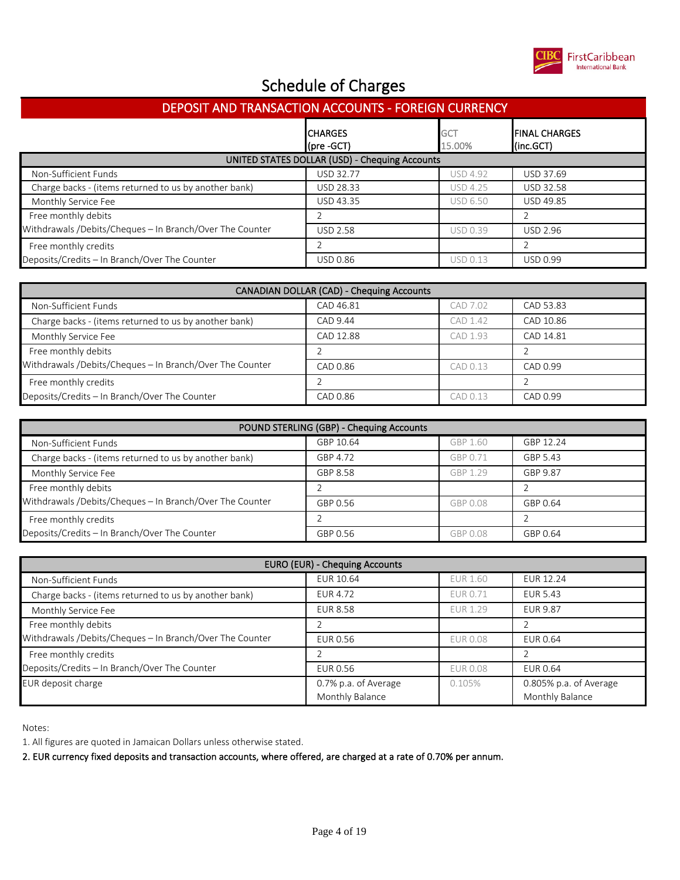# Schedule of Charges

## DEPOSIT AND TRANSACTION ACCOUNTS - FOREIGN CURRENCY

| | CHARGES (pre -GCT) | GCT 15.00% | FINAL CHARGES (inc.GCT) |
|---|---|---|---|
| **UNITED STATES DOLLAR (USD) - Chequing Accounts** | | | |
| Non-Sufficient Funds | USD 32.77 | USD 4.92 | USD 37.69 |
| Charge backs - (items returned to us by another bank) | USD 28.33 | USD 4.25 | USD 32.58 |
| Monthly Service Fee | USD 43.35 | USD 6.50 | USD 49.85 |
| Free monthly debits | 2 | | 2 |
| Withdrawals /Debits/Cheques – In Branch/Over The Counter | USD 2.58 | USD 0.39 | USD 2.96 |
| Free monthly credits | 2 | | 2 |
| Deposits/Credits – In Branch/Over The Counter | USD 0.86 | USD 0.13 | USD 0.99 |

| CANADIAN DOLLAR (CAD) - Chequing Accounts | | | |
|---|---|---|---|
| Non-Sufficient Funds | CAD 46.81 | CAD 7.02 | CAD 53.83 |
| Charge backs - (items returned to us by another bank) | CAD 9.44 | CAD 1.42 | CAD 10.86 |
| Monthly Service Fee | CAD 12.88 | CAD 1.93 | CAD 14.81 |
| Free monthly debits | 2 | | 2 |
| Withdrawals /Debits/Cheques – In Branch/Over The Counter | CAD 0.86 | CAD 0.13 | CAD 0.99 |
| Free monthly credits | 2 | | 2 |
| Deposits/Credits – In Branch/Over The Counter | CAD 0.86 | CAD 0.13 | CAD 0.99 |

| POUND STERLING (GBP) - Chequing Accounts | | | |
|---|---|---|---|
| Non-Sufficient Funds | GBP 10.64 | GBP 1.60 | GBP 12.24 |
| Charge backs - (items returned to us by another bank) | GBP 4.72 | GBP 0.71 | GBP 5.43 |
| Monthly Service Fee | GBP 8.58 | GBP 1.29 | GBP 9.87 |
| Free monthly debits | 2 | | 2 |
| Withdrawals /Debits/Cheques – In Branch/Over The Counter | GBP 0.56 | GBP 0.08 | GBP 0.64 |
| Free monthly credits | 2 | | 2 |
| Deposits/Credits – In Branch/Over The Counter | GBP 0.56 | GBP 0.08 | GBP 0.64 |

| EURO (EUR) - Chequing Accounts | | | |
|---|---|---|---|
| Non-Sufficient Funds | EUR 10.64 | EUR 1.60 | EUR 12.24 |
| Charge backs - (items returned to us by another bank) | EUR 4.72 | EUR 0.71 | EUR 5.43 |
| Monthly Service Fee | EUR 8.58 | EUR 1.29 | EUR 9.87 |
| Free monthly debits | 2 | | 2 |
| Withdrawals /Debits/Cheques – In Branch/Over The Counter | EUR 0.56 | EUR 0.08 | EUR 0.64 |
| Free monthly credits | 2 | | 2 |
| Deposits/Credits – In Branch/Over The Counter | EUR 0.56 | EUR 0.08 | EUR 0.64 |
| EUR deposit charge | 0.7% p.a. of Average Monthly Balance | 0.105% | 0.805% p.a. of Average Monthly Balance |

Notes:

1. All figures are quoted in Jamaican Dollars unless otherwise stated.
2. **EUR currency fixed deposits and transaction accounts, where offered, are charged at a rate of 0.70% per annum.**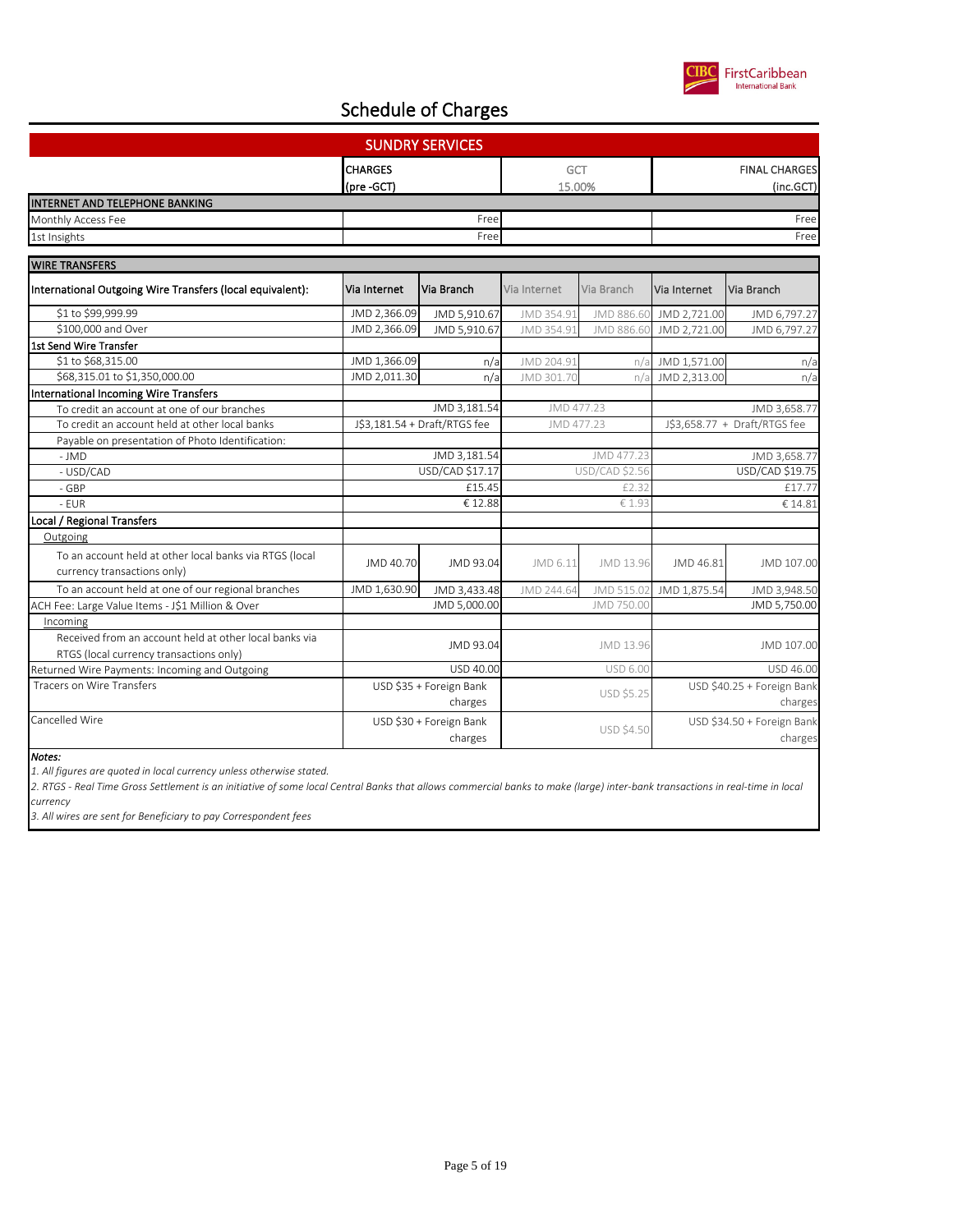# Schedule of Charges

## SUNDRY SERVICES

| | CHARGES (pre -GCT) | | GCT 15.00% | | FINAL CHARGES (inc.GCT) | |
|---|---|---|---|---|---|---|
| **INTERNET AND TELEPHONE BANKING** | | | | | | |
| Monthly Access Fee | Free | | | | Free | |
| 1st Insights | Free | | | | Free | |

| **WIRE TRANSFERS** | | | | | | |
|---|---|---|---|---|---|---|
| International Outgoing Wire Transfers (local equivalent): | Via Internet | Via Branch | Via Internet | Via Branch | Via Internet | Via Branch |
| $1 to $99,999.99 | JMD 2,366.09 | JMD 5,910.67 | JMD 354.91 | JMD 886.60 | JMD 2,721.00 | JMD 6,797.27 |
| $100,000 and Over | JMD 2,366.09 | JMD 5,910.67 | JMD 354.91 | JMD 886.60 | JMD 2,721.00 | JMD 6,797.27 |
| **1st Send Wire Transfer** | | | | | | |
| $1 to $68,315.00 | JMD 1,366.09 | n/a | JMD 204.91 | n/a | JMD 1,571.00 | n/a |
| $68,315.01 to $1,350,000.00 | JMD 2,011.30 | n/a | JMD 301.70 | n/a | JMD 2,313.00 | n/a |
| **International Incoming Wire Transfers** | | | | | | |
| To credit an account at one of our branches | JMD 3,181.54 | | JMD 477.23 | | JMD 3,658.77 | |
| To credit an account held at other local banks | J$3,181.54 + Draft/RTGS fee | | JMD 477.23 | | J$3,658.77 + Draft/RTGS fee | |
| Payable on presentation of Photo Identification: | | | | | | |
| - JMD | JMD 3,181.54 | | JMD 477.23 | | JMD 3,658.77 | |
| - USD/CAD | USD/CAD $17.17 | | USD/CAD $2.56 | | USD/CAD $19.75 | |
| - GBP | £15.45 | | £2.32 | | £17.77 | |
| - EUR | € 12.88 | | € 1.93 | | € 14.81 | |
| **Local / Regional Transfers** | | | | | | |
| Outgoing | | | | | | |
| To an account held at other local banks via RTGS (local currency transactions only) | JMD 40.70 | JMD 93.04 | JMD 6.11 | JMD 13.96 | JMD 46.81 | JMD 107.00 |
| To an account held at one of our regional branches | JMD 1,630.90 | JMD 3,433.48 | JMD 244.64 | JMD 515.02 | JMD 1,875.54 | JMD 3,948.50 |
| ACH Fee: Large Value Items - J$1 Million & Over | JMD 5,000.00 | | JMD 750.00 | | JMD 5,750.00 | |
| Incoming | | | | | | |
| Received from an account held at other local banks via RTGS (local currency transactions only) | JMD 93.04 | | JMD 13.96 | | JMD 107.00 | |
| Returned Wire Payments: Incoming and Outgoing | USD 40.00 | | USD 6.00 | | USD 46.00 | |
| Tracers on Wire Transfers | USD $35 + Foreign Bank charges | | USD $5.25 | | USD $40.25 + Foreign Bank charges | |
| Cancelled Wire | USD $30 + Foreign Bank charges | | USD $4.50 | | USD $34.50 + Foreign Bank charges | |

***Notes:***

*1. All figures are quoted in local currency unless otherwise stated.*

*2. RTGS - Real Time Gross Settlement is an initiative of some local Central Banks that allows commercial banks to make (large) inter-bank transactions in real-time in local currency*

*3. All wires are sent for Beneficiary to pay Correspondent fees*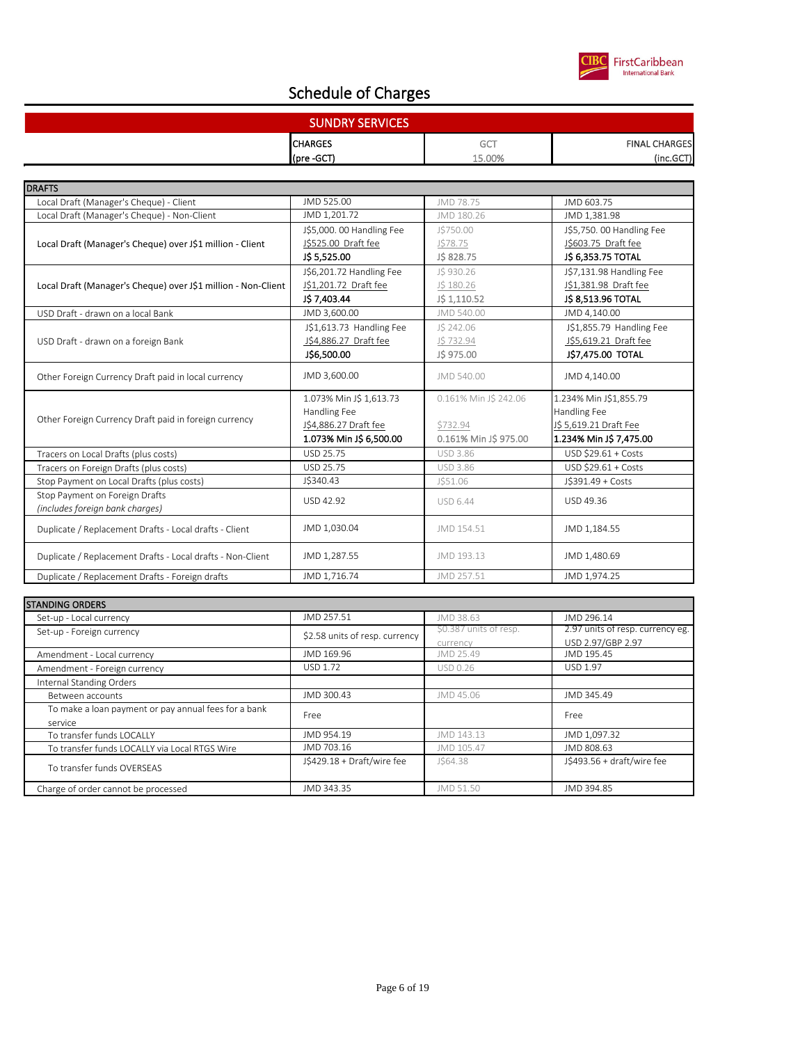# Schedule of Charges

| SUNDRY SERVICES | CHARGES (pre -GCT) | GCT 15.00% | FINAL CHARGES (inc.GCT) |
|---|---|---|---|
| **DRAFTS** | | | |
| Local Draft (Manager's Cheque) - Client | JMD 525.00 | JMD 78.75 | JMD 603.75 |
| Local Draft (Manager's Cheque) - Non-Client | JMD 1,201.72 | JMD 180.26 | JMD 1,381.98 |
| Local Draft (Manager's Cheque) over J$1 million - Client | J$5,000. 00 Handling Fee<br>J$525.00 Draft fee<br>**J$ 5,525.00** | J$750.00<br>J$78.75<br>J$ 828.75 | J$5,750. 00 Handling Fee<br>J$603.75 Draft fee<br>**J$ 6,353.75 TOTAL** |
| Local Draft (Manager's Cheque) over J$1 million - Non-Client | J$6,201.72 Handling Fee<br>J$1,201.72 Draft fee<br>**J$ 7,403.44** | J$ 930.26<br>J$ 180.26<br>J$ 1,110.52 | J$7,131.98 Handling Fee<br>J$1,381.98 Draft fee<br>**J$ 8,513.96 TOTAL** |
| USD Draft - drawn on a local Bank | JMD 3,600.00 | JMD 540.00 | JMD 4,140.00 |
| USD Draft - drawn on a foreign Bank | J$1,613.73 Handling Fee<br>J$4,886.27 Draft fee<br>**J$6,500.00** | J$ 242.06<br>J$ 732.94<br>J$ 975.00 | J$1,855.79 Handling Fee<br>J$5,619.21 Draft fee<br>**J$7,475.00 TOTAL** |
| Other Foreign Currency Draft paid in local currency | JMD 3,600.00 | JMD 540.00 | JMD 4,140.00 |
| Other Foreign Currency Draft paid in foreign currency | 1.073% Min J$ 1,613.73 Handling Fee<br>J$4,886.27 Draft fee<br>**1.073% Min J$ 6,500.00** | 0.161% Min J$ 242.06<br>$732.94<br>0.161% Min J$ 975.00 | 1.234% Min J$1,855.79 Handling Fee<br>J$ 5,619.21 Draft Fee<br>**1.234% Min J$ 7,475.00** |
| Tracers on Local Drafts (plus costs) | USD 25.75 | USD 3.86 | USD $29.61 + Costs |
| Tracers on Foreign Drafts (plus costs) | USD 25.75 | USD 3.86 | USD $29.61 + Costs |
| Stop Payment on Local Drafts (plus costs) | J$340.43 | J$51.06 | J$391.49 + Costs |
| Stop Payment on Foreign Drafts *(includes foreign bank charges)* | USD 42.92 | USD 6.44 | USD 49.36 |
| Duplicate / Replacement Drafts - Local drafts - Client | JMD 1,030.04 | JMD 154.51 | JMD 1,184.55 |
| Duplicate / Replacement Drafts - Local drafts - Non-Client | JMD 1,287.55 | JMD 193.13 | JMD 1,480.69 |
| Duplicate / Replacement Drafts - Foreign drafts | JMD 1,716.74 | JMD 257.51 | JMD 1,974.25 |
| **STANDING ORDERS** | | | |
| Set-up - Local currency | JMD 257.51 | JMD 38.63 | JMD 296.14 |
| Set-up - Foreign currency | $2.58 units of resp. currency | $0.387 units of resp. currency | 2.97 units of resp. currency eg. USD 2.97/GBP 2.97 |
| Amendment - Local currency | JMD 169.96 | JMD 25.49 | JMD 195.45 |
| Amendment - Foreign currency | USD 1.72 | USD 0.26 | USD 1.97 |
| Internal Standing Orders | | | |
| Between accounts | JMD 300.43 | JMD 45.06 | JMD 345.49 |
| To make a loan payment or pay annual fees for a bank service | Free | | Free |
| To transfer funds LOCALLY | JMD 954.19 | JMD 143.13 | JMD 1,097.32 |
| To transfer funds LOCALLY via Local RTGS Wire | JMD 703.16 | JMD 105.47 | JMD 808.63 |
| To transfer funds OVERSEAS | J$429.18 + Draft/wire fee | J$64.38 | J$493.56 + draft/wire fee |
| Charge of order cannot be processed | JMD 343.35 | JMD 51.50 | JMD 394.85 |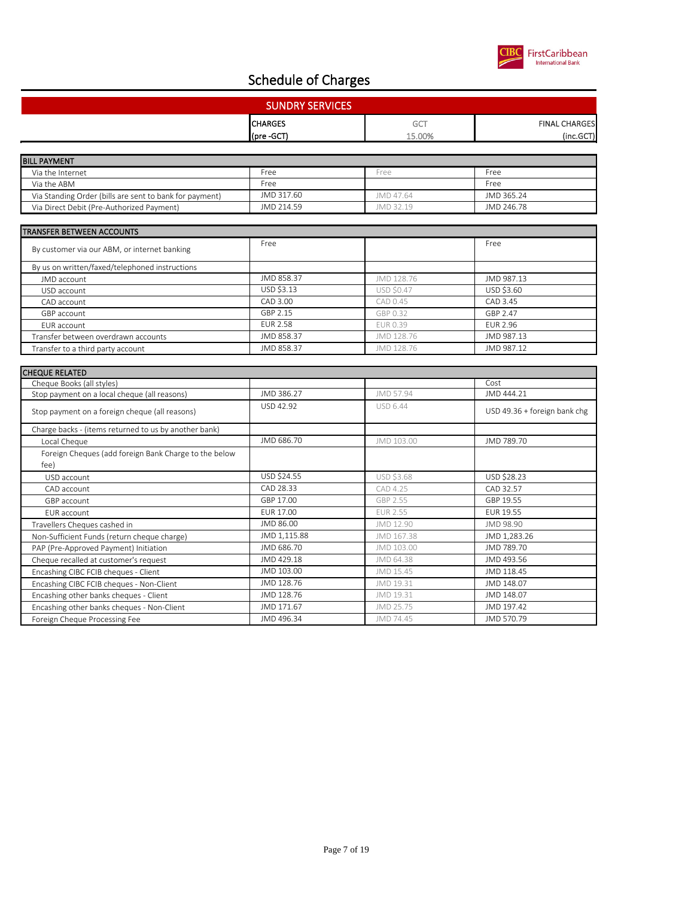# Schedule of Charges

## SUNDRY SERVICES

| | CHARGES (pre -GCT) | GCT 15.00% | FINAL CHARGES (inc.GCT) |
|---|---|---|---|
| **BILL PAYMENT** | | | |
| Via the Internet | Free | Free | Free |
| Via the ABM | Free | | Free |
| Via Standing Order (bills are sent to bank for payment) | JMD 317.60 | JMD 47.64 | JMD 365.24 |
| Via Direct Debit (Pre-Authorized Payment) | JMD 214.59 | JMD 32.19 | JMD 246.78 |
| **TRANSFER BETWEEN ACCOUNTS** | | | |
| By customer via our ABM, or internet banking | Free | | Free |
| By us on written/faxed/telephoned instructions | | | |
| JMD account | JMD 858.37 | JMD 128.76 | JMD 987.13 |
| USD account | USD $3.13 | USD $0.47 | USD $3.60 |
| CAD account | CAD 3.00 | CAD 0.45 | CAD 3.45 |
| GBP account | GBP 2.15 | GBP 0.32 | GBP 2.47 |
| EUR account | EUR 2.58 | EUR 0.39 | EUR 2.96 |
| Transfer between overdrawn accounts | JMD 858.37 | JMD 128.76 | JMD 987.13 |
| Transfer to a third party account | JMD 858.37 | JMD 128.76 | JMD 987.12 |
| **CHEQUE RELATED** | | | |
| Cheque Books (all styles) | | | Cost |
| Stop payment on a local cheque (all reasons) | JMD 386.27 | JMD 57.94 | JMD 444.21 |
| Stop payment on a foreign cheque (all reasons) | USD 42.92 | USD 6.44 | USD 49.36 + foreign bank chg |
| Charge backs - (items returned to us by another bank) | | | |
| Local Cheque | JMD 686.70 | JMD 103.00 | JMD 789.70 |
| Foreign Cheques (add foreign Bank Charge to the below fee) | | | |
| USD account | USD $24.55 | USD $3.68 | USD $28.23 |
| CAD account | CAD 28.33 | CAD 4.25 | CAD 32.57 |
| GBP account | GBP 17.00 | GBP 2.55 | GBP 19.55 |
| EUR account | EUR 17.00 | EUR 2.55 | EUR 19.55 |
| Travellers Cheques cashed in | JMD 86.00 | JMD 12.90 | JMD 98.90 |
| Non-Sufficient Funds (return cheque charge) | JMD 1,115.88 | JMD 167.38 | JMD 1,283.26 |
| PAP (Pre-Approved Payment) Initiation | JMD 686.70 | JMD 103.00 | JMD 789.70 |
| Cheque recalled at customer's request | JMD 429.18 | JMD 64.38 | JMD 493.56 |
| Encashing CIBC FCIB cheques - Client | JMD 103.00 | JMD 15.45 | JMD 118.45 |
| Encashing CIBC FCIB cheques - Non-Client | JMD 128.76 | JMD 19.31 | JMD 148.07 |
| Encashing other banks cheques - Client | JMD 128.76 | JMD 19.31 | JMD 148.07 |
| Encashing other banks cheques - Non-Client | JMD 171.67 | JMD 25.75 | JMD 197.42 |
| Foreign Cheque Processing Fee | JMD 496.34 | JMD 74.45 | JMD 570.79 |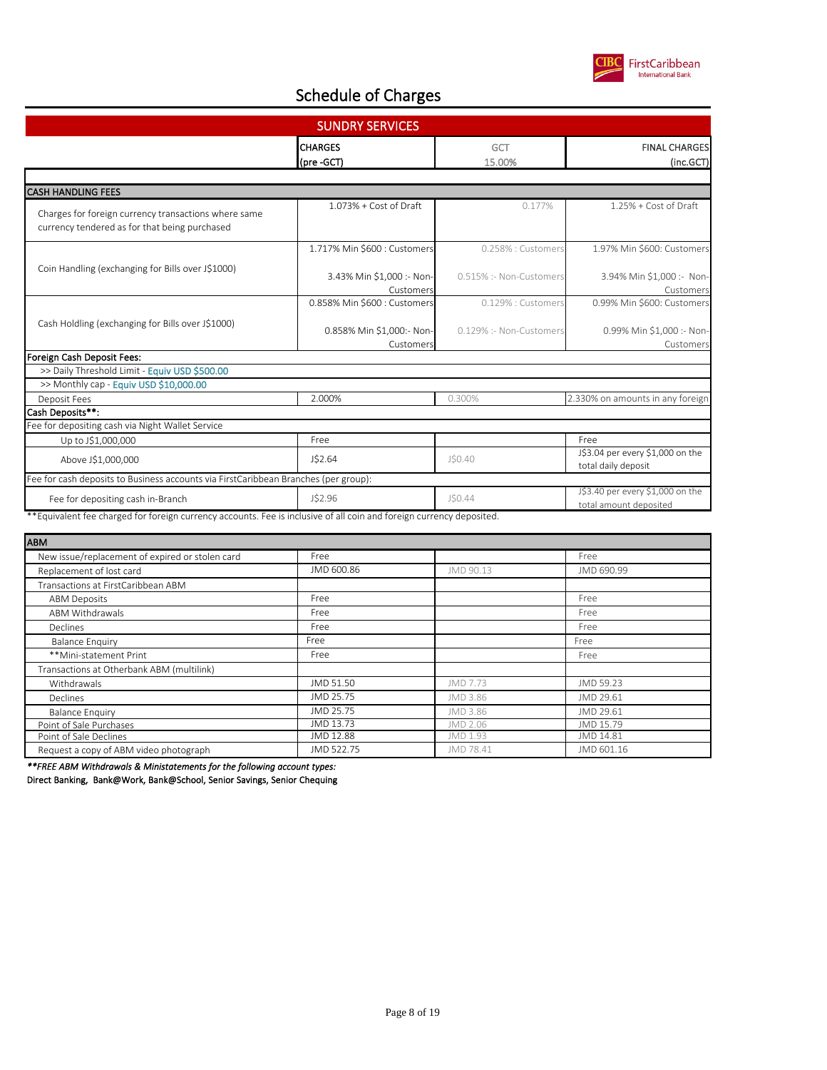# Schedule of Charges

## SUNDRY SERVICES

| | CHARGES (pre -GCT) | GCT 15.00% | FINAL CHARGES (inc.GCT) |
|---|---|---|---|
| **CASH HANDLING FEES** | | | |
| Charges for foreign currency transactions where same currency tendered as for that being purchased | 1.073% + Cost of Draft | 0.177% | 1.25% + Cost of Draft |
| Coin Handling (exchanging for Bills over J$1000) | 1.717% Min $600 : Customers<br>3.43% Min $1,000 :- Non-Customers | 0.258% : Customers<br>0.515% :- Non-Customers | 1.97% Min $600: Customers<br>3.94% Min $1,000 :- Non-Customers |
| Cash Holdling (exchanging for Bills over J$1000) | 0.858% Min $600 : Customers<br>0.858% Min $1,000:- Non-Customers | 0.129% : Customers<br>0.129% :- Non-Customers | 0.99% Min $600: Customers<br>0.99% Min $1,000 :- Non-Customers |
| **Foreign Cash Deposit Fees:** | | | |
| >> Daily Threshold Limit - Equiv USD $500.00 | | | |
| >> Monthly cap - Equiv USD $10,000.00 | | | |
| Deposit Fees | 2.000% | 0.300% | 2.330% on amounts in any foreign |
| **Cash Deposits**\*\*: | | | |
| Fee for depositing cash via Night Wallet Service | | | |
| Up to J$1,000,000 | Free | | Free |
| Above J$1,000,000 | J$2.64 | J$0.40 | J$3.04 per every $1,000 on the total daily deposit |
| Fee for cash deposits to Business accounts via FirstCaribbean Branches (per group): | | | |
| Fee for depositing cash in-Branch | J$2.96 | J$0.44 | J$3.40 per every $1,000 on the total amount deposited |

\*\*Equivalent fee charged for foreign currency accounts. Fee is inclusive of all coin and foreign currency deposited.

| ABM | | | |
|---|---|---|---|
| New issue/replacement of expired or stolen card | Free | | Free |
| Replacement of lost card | JMD 600.86 | JMD 90.13 | JMD 690.99 |
| Transactions at FirstCaribbean ABM | | | |
| ABM Deposits | Free | | Free |
| ABM Withdrawals | Free | | Free |
| Declines | Free | | Free |
| Balance Enquiry | Free | | Free |
| \*\*Mini-statement Print | Free | | Free |
| Transactions at Otherbank ABM (multilink) | | | |
| Withdrawals | JMD 51.50 | JMD 7.73 | JMD 59.23 |
| Declines | JMD 25.75 | JMD 3.86 | JMD 29.61 |
| Balance Enquiry | JMD 25.75 | JMD 3.86 | JMD 29.61 |
| Point of Sale Purchases | JMD 13.73 | JMD 2.06 | JMD 15.79 |
| Point of Sale Declines | JMD 12.88 | JMD 1.93 | JMD 14.81 |
| Request a copy of ABM video photograph | JMD 522.75 | JMD 78.41 | JMD 601.16 |

***\*\*FREE ABM Withdrawals & Ministatements for the following account types:***

Direct Banking, Bank@Work, Bank@School, Senior Savings, Senior Chequing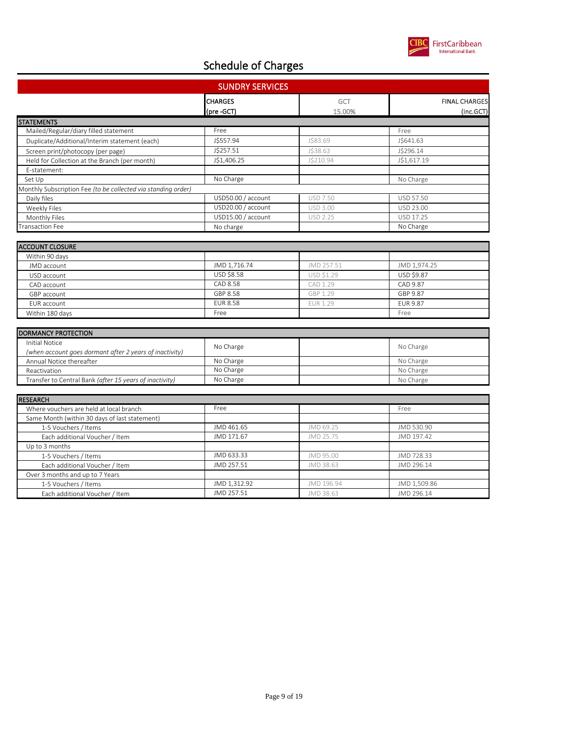# Schedule of Charges

## SUNDRY SERVICES

| | CHARGES (pre -GCT) | GCT 15.00% | FINAL CHARGES (inc.GCT) |
|---|---|---|---|
| **STATEMENTS** | | | |
| Mailed/Regular/diary filled statement | Free | | Free |
| Duplicate/Additional/Interim statement (each) | J$557.94 | J$83.69 | J$641.63 |
| Screen print/photocopy (per page) | J$257.51 | J$38.63 | J$296.14 |
| Held for Collection at the Branch (per month) | J$1,406.25 | J$210.94 | J$1,617.19 |
| E-statement: | | | |
| Set Up | No Charge | | No Charge |
| Monthly Subscription Fee *(to be collected via standing order)* | | | |
| Daily files | USD50.00 / account | USD 7.50 | USD 57.50 |
| Weekly Files | USD20.00 / account | USD 3.00 | USD 23.00 |
| Monthly Files | USD15.00 / account | USD 2.25 | USD 17.25 |
| Transaction Fee | No charge | | No Charge |

| | CHARGES (pre -GCT) | GCT 15.00% | FINAL CHARGES (inc.GCT) |
|---|---|---|---|
| **ACCOUNT CLOSURE** | | | |
| Within 90 days | | | |
| JMD account | JMD 1,716.74 | JMD 257.51 | JMD 1,974.25 |
| USD account | USD $8.58 | USD $1.29 | USD $9.87 |
| CAD account | CAD 8.58 | CAD 1.29 | CAD 9.87 |
| GBP account | GBP 8.58 | GBP 1.29 | GBP 9.87 |
| EUR account | EUR 8.58 | EUR 1.29 | EUR 9.87 |
| Within 180 days | Free | | Free |

| | CHARGES (pre -GCT) | GCT 15.00% | FINAL CHARGES (inc.GCT) |
|---|---|---|---|
| **DORMANCY PROTECTION** | | | |
| Initial Notice *(when account goes dormant after 2 years of inactivity)* | No Charge | | No Charge |
| Annual Notice thereafter | No Charge | | No Charge |
| Reactivation | No Charge | | No Charge |
| Transfer to Central Bank *(after 15 years of inactivity)* | No Charge | | No Charge |

| | CHARGES (pre -GCT) | GCT 15.00% | FINAL CHARGES (inc.GCT) |
|---|---|---|---|
| **RESEARCH** | | | |
| Where vouchers are held at local branch | Free | | Free |
| Same Month (within 30 days of last statement) | | | |
| 1-5 Vouchers / Items | JMD 461.65 | JMD 69.25 | JMD 530.90 |
| Each additional Voucher / Item | JMD 171.67 | JMD 25.75 | JMD 197.42 |
| Up to 3 months | | | |
| 1-5 Vouchers / Items | JMD 633.33 | JMD 95.00 | JMD 728.33 |
| Each additional Voucher / Item | JMD 257.51 | JMD 38.63 | JMD 296.14 |
| Over 3 months and up to 7 Years | | | |
| 1-5 Vouchers / Items | JMD 1,312.92 | JMD 196.94 | JMD 1,509.86 |
| Each additional Voucher / Item | JMD 257.51 | JMD 38.63 | JMD 296.14 |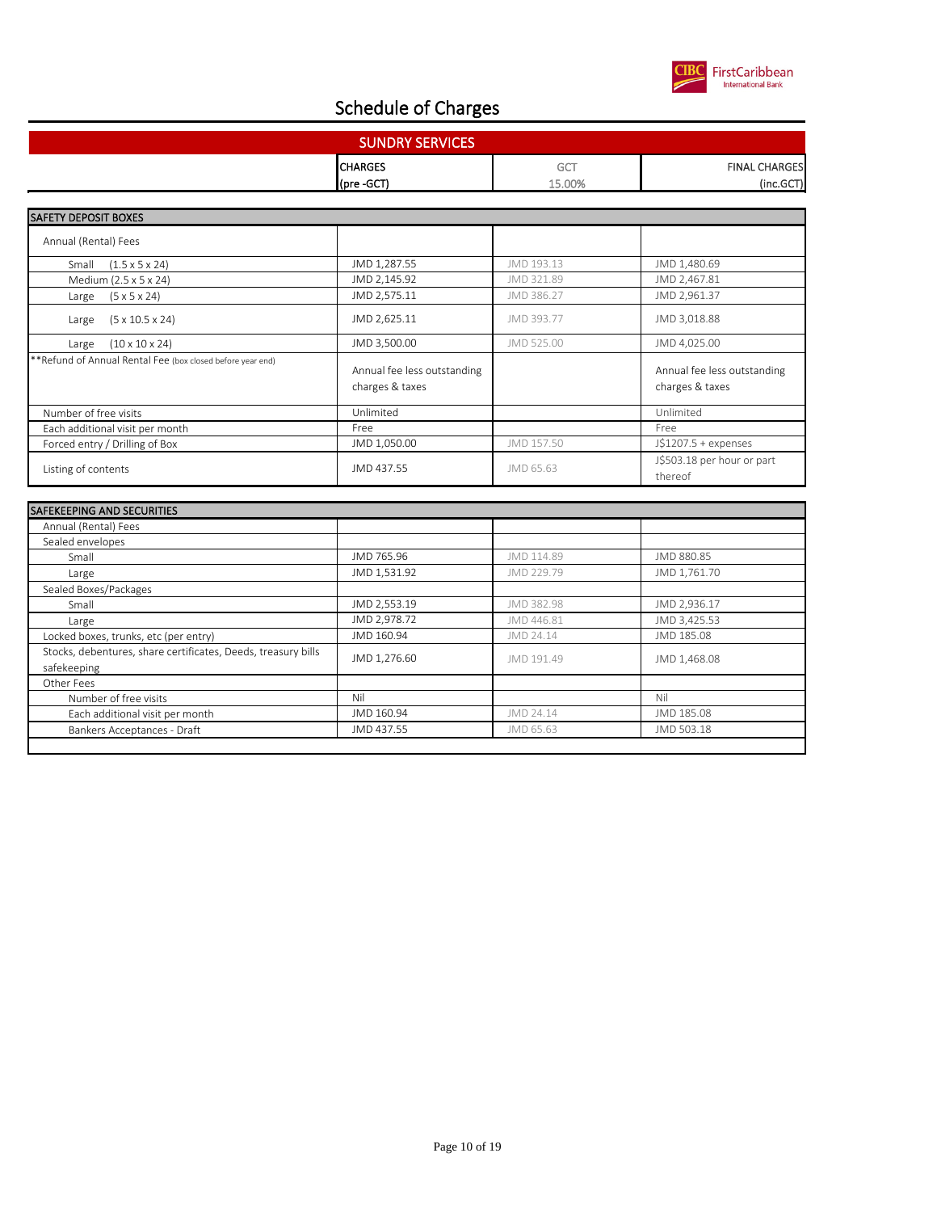# Schedule of Charges

## SUNDRY SERVICES

| | CHARGES (pre -GCT) | GCT 15.00% | FINAL CHARGES (inc.GCT) |
|---|---|---|---|
| **SAFETY DEPOSIT BOXES** | | | |
| Annual (Rental) Fees | | | |
| Small (1.5 x 5 x 24) | JMD 1,287.55 | JMD 193.13 | JMD 1,480.69 |
| Medium (2.5 x 5 x 24) | JMD 2,145.92 | JMD 321.89 | JMD 2,467.81 |
| Large (5 x 5 x 24) | JMD 2,575.11 | JMD 386.27 | JMD 2,961.37 |
| Large (5 x 10.5 x 24) | JMD 2,625.11 | JMD 393.77 | JMD 3,018.88 |
| Large (10 x 10 x 24) | JMD 3,500.00 | JMD 525.00 | JMD 4,025.00 |
| **Refund of Annual Rental Fee (box closed before year end) | Annual fee less outstanding charges & taxes | | Annual fee less outstanding charges & taxes |
| Number of free visits | Unlimited | | Unlimited |
| Each additional visit per month | Free | | Free |
| Forced entry / Drilling of Box | JMD 1,050.00 | JMD 157.50 | J$1207.5 + expenses |
| Listing of contents | JMD 437.55 | JMD 65.63 | J$503.18 per hour or part thereof |

| | CHARGES (pre -GCT) | GCT 15.00% | FINAL CHARGES (inc.GCT) |
|---|---|---|---|
| **SAFEKEEPING AND SECURITIES** | | | |
| Annual (Rental) Fees | | | |
| Sealed envelopes | | | |
| Small | JMD 765.96 | JMD 114.89 | JMD 880.85 |
| Large | JMD 1,531.92 | JMD 229.79 | JMD 1,761.70 |
| Sealed Boxes/Packages | | | |
| Small | JMD 2,553.19 | JMD 382.98 | JMD 2,936.17 |
| Large | JMD 2,978.72 | JMD 446.81 | JMD 3,425.53 |
| Locked boxes, trunks, etc (per entry) | JMD 160.94 | JMD 24.14 | JMD 185.08 |
| Stocks, debentures, share certificates, Deeds, treasury bills safekeeping | JMD 1,276.60 | JMD 191.49 | JMD 1,468.08 |
| Other Fees | | | |
| Number of free visits | Nil | | Nil |
| Each additional visit per month | JMD 160.94 | JMD 24.14 | JMD 185.08 |
| Bankers Acceptances - Draft | JMD 437.55 | JMD 65.63 | JMD 503.18 |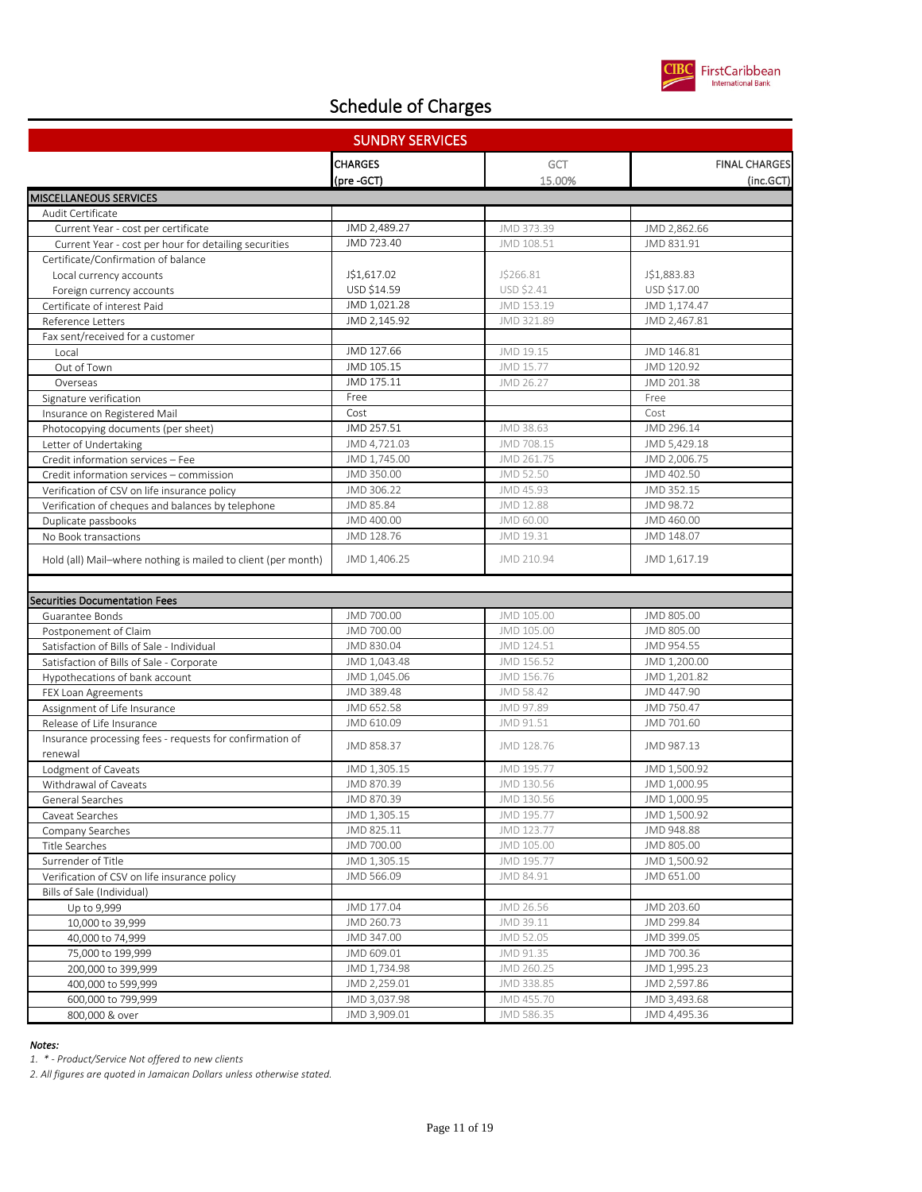# Schedule of Charges

| SUNDRY SERVICES | CHARGES (pre -GCT) | GCT 15.00% | FINAL CHARGES (inc.GCT) |
|---|---|---|---|
| **MISCELLANEOUS SERVICES** | | | |
| Audit Certificate | | | |
| Current Year - cost per certificate | JMD 2,489.27 | JMD 373.39 | JMD 2,862.66 |
| Current Year - cost per hour for detailing securities | JMD 723.40 | JMD 108.51 | JMD 831.91 |
| Certificate/Confirmation of balance | | | |
| Local currency accounts | J$1,617.02 | J$266.81 | J$1,883.83 |
| Foreign currency accounts | USD $14.59 | USD $2.41 | USD $17.00 |
| Certificate of interest Paid | JMD 1,021.28 | JMD 153.19 | JMD 1,174.47 |
| Reference Letters | JMD 2,145.92 | JMD 321.89 | JMD 2,467.81 |
| Fax sent/received for a customer | | | |
| Local | JMD 127.66 | JMD 19.15 | JMD 146.81 |
| Out of Town | JMD 105.15 | JMD 15.77 | JMD 120.92 |
| Overseas | JMD 175.11 | JMD 26.27 | JMD 201.38 |
| Signature verification | Free | | Free |
| Insurance on Registered Mail | Cost | | Cost |
| Photocopying documents (per sheet) | JMD 257.51 | JMD 38.63 | JMD 296.14 |
| Letter of Undertaking | JMD 4,721.03 | JMD 708.15 | JMD 5,429.18 |
| Credit information services – Fee | JMD 1,745.00 | JMD 261.75 | JMD 2,006.75 |
| Credit information services – commission | JMD 350.00 | JMD 52.50 | JMD 402.50 |
| Verification of CSV on life insurance policy | JMD 306.22 | JMD 45.93 | JMD 352.15 |
| Verification of cheques and balances by telephone | JMD 85.84 | JMD 12.88 | JMD 98.72 |
| Duplicate passbooks | JMD 400.00 | JMD 60.00 | JMD 460.00 |
| No Book transactions | JMD 128.76 | JMD 19.31 | JMD 148.07 |
| Hold (all) Mail–where nothing is mailed to client (per month) | JMD 1,406.25 | JMD 210.94 | JMD 1,617.19 |
| | | | |
| **Securities Documentation Fees** | | | |
| Guarantee Bonds | JMD 700.00 | JMD 105.00 | JMD 805.00 |
| Postponement of Claim | JMD 700.00 | JMD 105.00 | JMD 805.00 |
| Satisfaction of Bills of Sale - Individual | JMD 830.04 | JMD 124.51 | JMD 954.55 |
| Satisfaction of Bills of Sale - Corporate | JMD 1,043.48 | JMD 156.52 | JMD 1,200.00 |
| Hypothecations of bank account | JMD 1,045.06 | JMD 156.76 | JMD 1,201.82 |
| FEX Loan Agreements | JMD 389.48 | JMD 58.42 | JMD 447.90 |
| Assignment of Life Insurance | JMD 652.58 | JMD 97.89 | JMD 750.47 |
| Release of Life Insurance | JMD 610.09 | JMD 91.51 | JMD 701.60 |
| Insurance processing fees - requests for confirmation of renewal | JMD 858.37 | JMD 128.76 | JMD 987.13 |
| Lodgment of Caveats | JMD 1,305.15 | JMD 195.77 | JMD 1,500.92 |
| Withdrawal of Caveats | JMD 870.39 | JMD 130.56 | JMD 1,000.95 |
| General Searches | JMD 870.39 | JMD 130.56 | JMD 1,000.95 |
| Caveat Searches | JMD 1,305.15 | JMD 195.77 | JMD 1,500.92 |
| Company Searches | JMD 825.11 | JMD 123.77 | JMD 948.88 |
| Title Searches | JMD 700.00 | JMD 105.00 | JMD 805.00 |
| Surrender of Title | JMD 1,305.15 | JMD 195.77 | JMD 1,500.92 |
| Verification of CSV on life insurance policy | JMD 566.09 | JMD 84.91 | JMD 651.00 |
| Bills of Sale (Individual) | | | |
| Up to 9,999 | JMD 177.04 | JMD 26.56 | JMD 203.60 |
| 10,000 to 39,999 | JMD 260.73 | JMD 39.11 | JMD 299.84 |
| 40,000 to 74,999 | JMD 347.00 | JMD 52.05 | JMD 399.05 |
| 75,000 to 199,999 | JMD 609.01 | JMD 91.35 | JMD 700.36 |
| 200,000 to 399,999 | JMD 1,734.98 | JMD 260.25 | JMD 1,995.23 |
| 400,000 to 599,999 | JMD 2,259.01 | JMD 338.85 | JMD 2,597.86 |
| 600,000 to 799,999 | JMD 3,037.98 | JMD 455.70 | JMD 3,493.68 |
| 800,000 & over | JMD 3,909.01 | JMD 586.35 | JMD 4,495.36 |

*Notes:*

1. *\* - Product/Service Not offered to new clients*
2. *All figures are quoted in Jamaican Dollars unless otherwise stated.*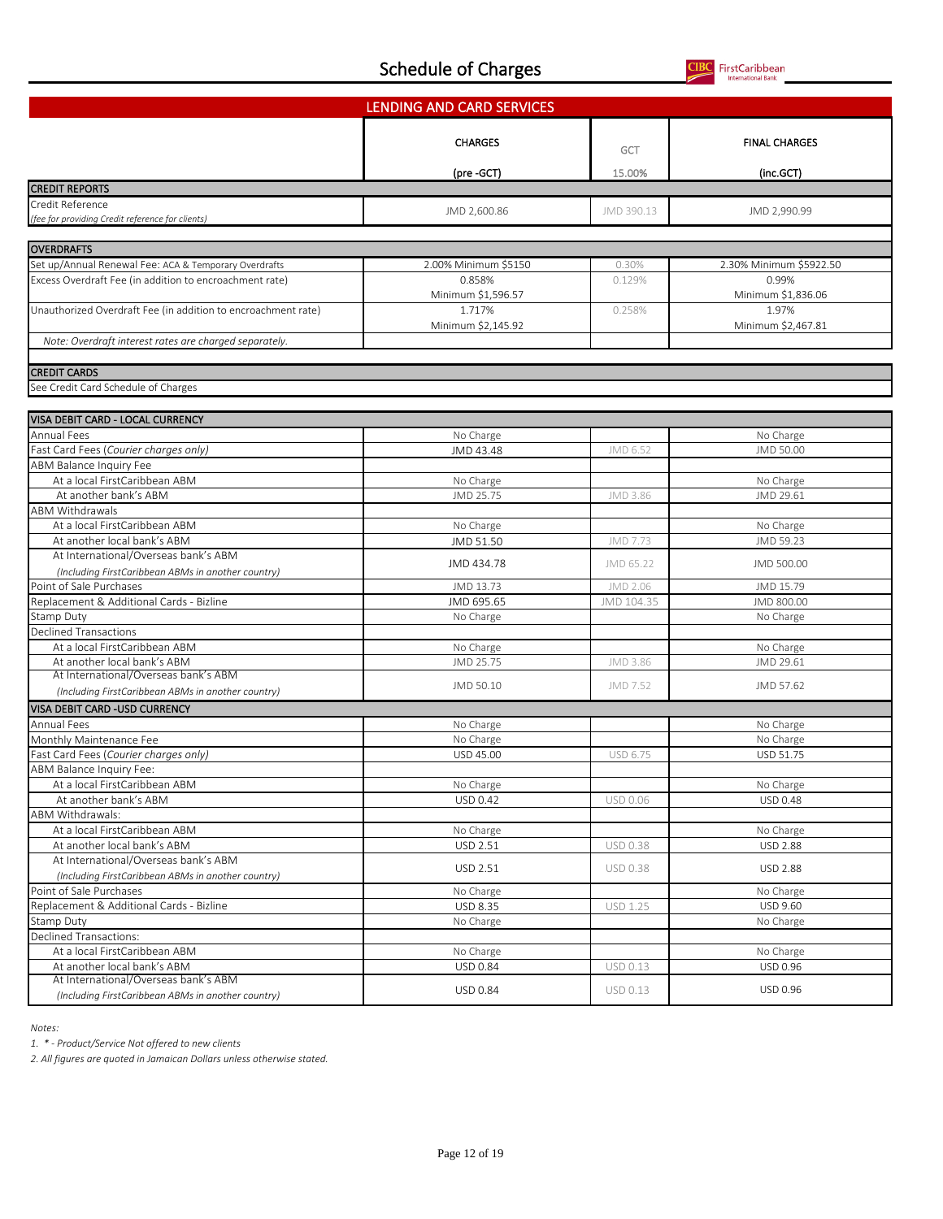# Schedule of Charges

## LENDING AND CARD SERVICES

| | CHARGES (pre -GCT) | GCT 15.00% | FINAL CHARGES (inc.GCT) |
|---|---|---|---|
| **CREDIT REPORTS** | | | |
| Credit Reference *(fee for providing Credit reference for clients)* | JMD 2,600.86 | JMD 390.13 | JMD 2,990.99 |
| **OVERDRAFTS** | | | |
| Set up/Annual Renewal Fee: ACA & Temporary Overdrafts | 2.00% Minimum $5150 | 0.30% | 2.30% Minimum $5922.50 |
| Excess Overdraft Fee (in addition to encroachment rate) | 0.858% Minimum $1,596.57 | 0.129% | 0.99% Minimum $1,836.06 |
| Unauthorized Overdraft Fee (in addition to encroachment rate) | 1.717% Minimum $2,145.92 | 0.258% | 1.97% Minimum $2,467.81 |
| *Note: Overdraft interest rates are charged separately.* | | | |
| **CREDIT CARDS** | | | |
| See Credit Card Schedule of Charges | | | |
| **VISA DEBIT CARD - LOCAL CURRENCY** | | | |
| Annual Fees | No Charge | | No Charge |
| Fast Card Fees (*Courier charges only)* | JMD 43.48 | JMD 6.52 | JMD 50.00 |
| ABM Balance Inquiry Fee | | | |
| At a local FirstCaribbean ABM | No Charge | | No Charge |
| At another bank's ABM | JMD 25.75 | JMD 3.86 | JMD 29.61 |
| ABM Withdrawals | | | |
| At a local FirstCaribbean ABM | No Charge | | No Charge |
| At another local bank's ABM | JMD 51.50 | JMD 7.73 | JMD 59.23 |
| At International/Overseas bank's ABM *(Including FirstCaribbean ABMs in another country)* | JMD 434.78 | JMD 65.22 | JMD 500.00 |
| Point of Sale Purchases | JMD 13.73 | JMD 2.06 | JMD 15.79 |
| Replacement & Additional Cards - Bizline | JMD 695.65 | JMD 104.35 | JMD 800.00 |
| Stamp Duty | No Charge | | No Charge |
| Declined Transactions | | | |
| At a local FirstCaribbean ABM | No Charge | | No Charge |
| At another local bank's ABM | JMD 25.75 | JMD 3.86 | JMD 29.61 |
| At International/Overseas bank's ABM *(Including FirstCaribbean ABMs in another country)* | JMD 50.10 | JMD 7.52 | JMD 57.62 |
| **VISA DEBIT CARD -USD CURRENCY** | | | |
| Annual Fees | No Charge | | No Charge |
| Monthly Maintenance Fee | No Charge | | No Charge |
| Fast Card Fees (*Courier charges only)* | USD 45.00 | USD 6.75 | USD 51.75 |
| ABM Balance Inquiry Fee: | | | |
| At a local FirstCaribbean ABM | No Charge | | No Charge |
| At another bank's ABM | USD 0.42 | USD 0.06 | USD 0.48 |
| ABM Withdrawals: | | | |
| At a local FirstCaribbean ABM | No Charge | | No Charge |
| At another local bank's ABM | USD 2.51 | USD 0.38 | USD 2.88 |
| At International/Overseas bank's ABM *(Including FirstCaribbean ABMs in another country)* | USD 2.51 | USD 0.38 | USD 2.88 |
| Point of Sale Purchases | No Charge | | No Charge |
| Replacement & Additional Cards - Bizline | USD 8.35 | USD 1.25 | USD 9.60 |
| Stamp Duty | No Charge | | No Charge |
| Declined Transactions: | | | |
| At a local FirstCaribbean ABM | No Charge | | No Charge |
| At another local bank's ABM | USD 0.84 | USD 0.13 | USD 0.96 |
| At International/Overseas bank's ABM *(Including FirstCaribbean ABMs in another country)* | USD 0.84 | USD 0.13 | USD 0.96 |

*Notes:*

*1. * - Product/Service Not offered to new clients*

*2. All figures are quoted in Jamaican Dollars unless otherwise stated.*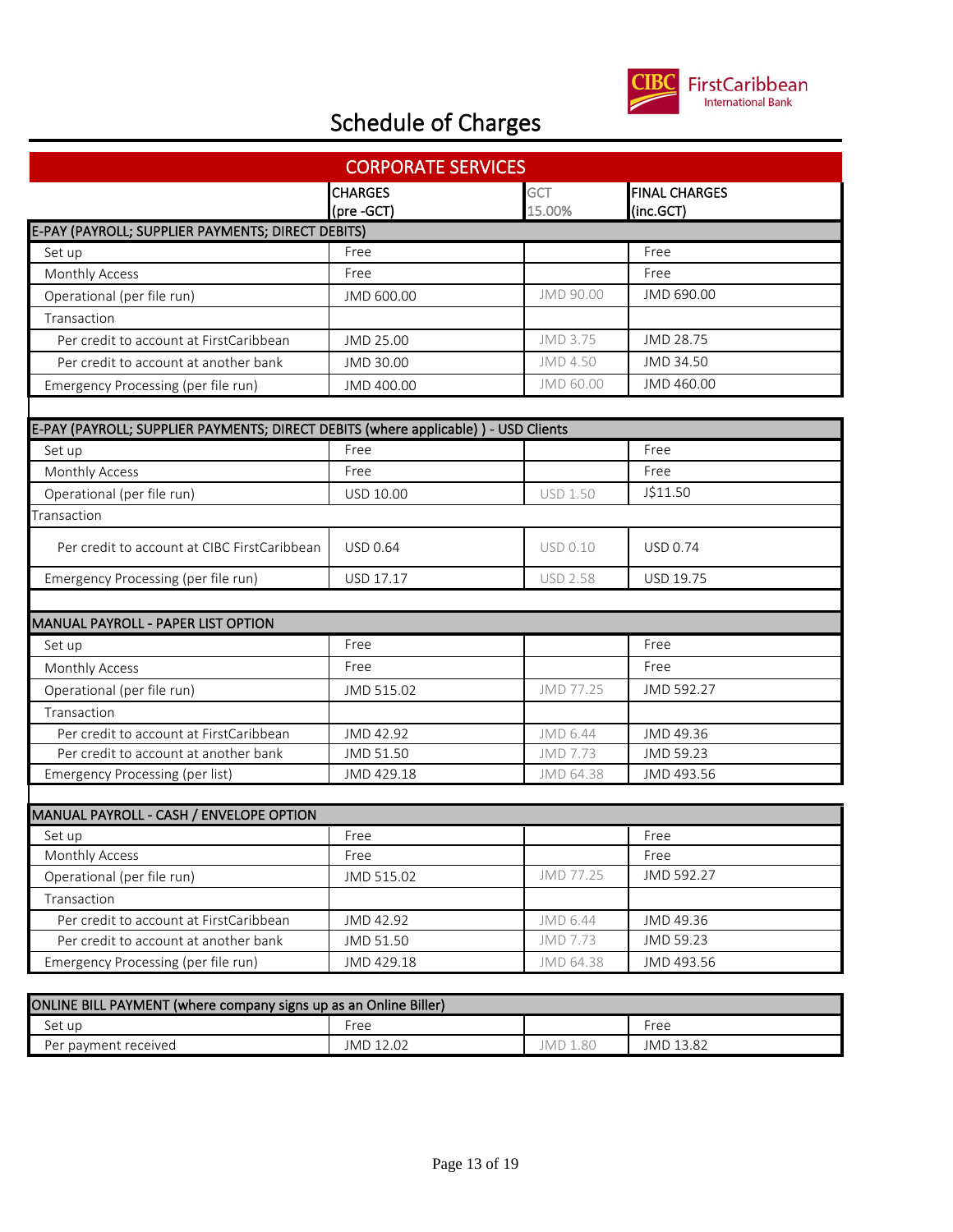# Schedule of Charges

## CORPORATE SERVICES

| | CHARGES (pre -GCT) | GCT 15.00% | FINAL CHARGES (inc.GCT) |
|---|---|---|---|
| **E-PAY (PAYROLL; SUPPLIER PAYMENTS; DIRECT DEBITS)** | | | |
| Set up | Free | | Free |
| Monthly Access | Free | | Free |
| Operational (per file run) | JMD 600.00 | JMD 90.00 | JMD 690.00 |
| Transaction | | | |
| Per credit to account at FirstCaribbean | JMD 25.00 | JMD 3.75 | JMD 28.75 |
| Per credit to account at another bank | JMD 30.00 | JMD 4.50 | JMD 34.50 |
| Emergency Processing (per file run) | JMD 400.00 | JMD 60.00 | JMD 460.00 |
| | | | |
| **E-PAY (PAYROLL; SUPPLIER PAYMENTS; DIRECT DEBITS (where applicable) ) - USD Clients** | | | |
| Set up | Free | | Free |
| Monthly Access | Free | | Free |
| Operational (per file run) | USD 10.00 | USD 1.50 | J$11.50 |
| Transaction | | | |
| Per credit to account at CIBC FirstCaribbean | USD 0.64 | USD 0.10 | USD 0.74 |
| Emergency Processing (per file run) | USD 17.17 | USD 2.58 | USD 19.75 |
| | | | |
| **MANUAL PAYROLL - PAPER LIST OPTION** | | | |
| Set up | Free | | Free |
| Monthly Access | Free | | Free |
| Operational (per file run) | JMD 515.02 | JMD 77.25 | JMD 592.27 |
| Transaction | | | |
| Per credit to account at FirstCaribbean | JMD 42.92 | JMD 6.44 | JMD 49.36 |
| Per credit to account at another bank | JMD 51.50 | JMD 7.73 | JMD 59.23 |
| Emergency Processing (per list) | JMD 429.18 | JMD 64.38 | JMD 493.56 |
| | | | |
| **MANUAL PAYROLL - CASH / ENVELOPE OPTION** | | | |
| Set up | Free | | Free |
| Monthly Access | Free | | Free |
| Operational (per file run) | JMD 515.02 | JMD 77.25 | JMD 592.27 |
| Transaction | | | |
| Per credit to account at FirstCaribbean | JMD 42.92 | JMD 6.44 | JMD 49.36 |
| Per credit to account at another bank | JMD 51.50 | JMD 7.73 | JMD 59.23 |
| Emergency Processing (per file run) | JMD 429.18 | JMD 64.38 | JMD 493.56 |
| | | | |
| **ONLINE BILL PAYMENT (where company signs up as an Online Biller)** | | | |
| Set up | Free | | Free |
| Per payment received | JMD 12.02 | JMD 1.80 | JMD 13.82 |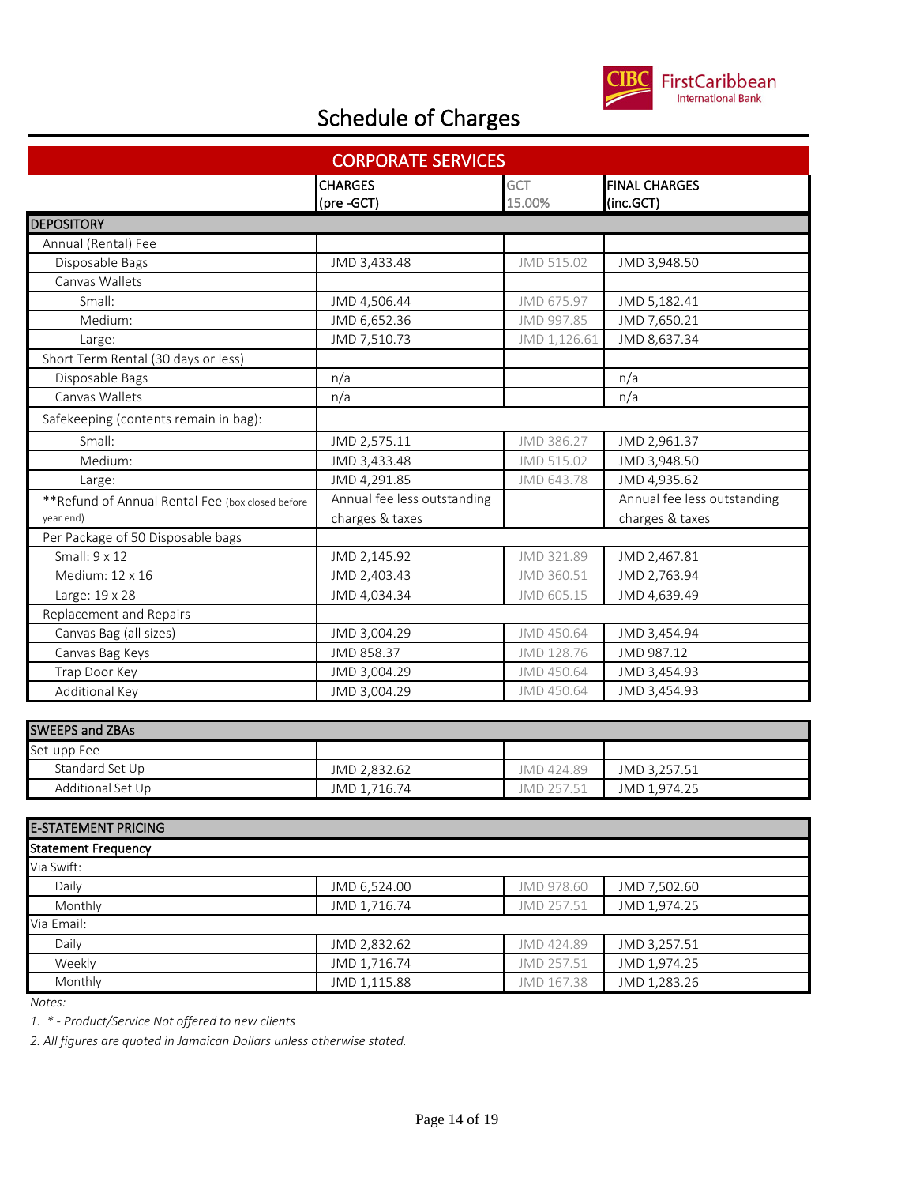# Schedule of Charges

## CORPORATE SERVICES

| | CHARGES (pre -GCT) | GCT 15.00% | FINAL CHARGES (inc.GCT) |
|---|---|---|---|
| **DEPOSITORY** | | | |
| Annual (Rental) Fee | | | |
| Disposable Bags | JMD 3,433.48 | JMD 515.02 | JMD 3,948.50 |
| Canvas Wallets | | | |
| Small: | JMD 4,506.44 | JMD 675.97 | JMD 5,182.41 |
| Medium: | JMD 6,652.36 | JMD 997.85 | JMD 7,650.21 |
| Large: | JMD 7,510.73 | JMD 1,126.61 | JMD 8,637.34 |
| Short Term Rental (30 days or less) | | | |
| Disposable Bags | n/a | | n/a |
| Canvas Wallets | n/a | | n/a |
| Safekeeping (contents remain in bag): | | | |
| Small: | JMD 2,575.11 | JMD 386.27 | JMD 2,961.37 |
| Medium: | JMD 3,433.48 | JMD 515.02 | JMD 3,948.50 |
| Large: | JMD 4,291.85 | JMD 643.78 | JMD 4,935.62 |
| **Refund of Annual Rental Fee (box closed before year end) | Annual fee less outstanding charges & taxes | | Annual fee less outstanding charges & taxes |
| Per Package of 50 Disposable bags | | | |
| Small: 9 x 12 | JMD 2,145.92 | JMD 321.89 | JMD 2,467.81 |
| Medium: 12 x 16 | JMD 2,403.43 | JMD 360.51 | JMD 2,763.94 |
| Large: 19 x 28 | JMD 4,034.34 | JMD 605.15 | JMD 4,639.49 |
| Replacement and Repairs | | | |
| Canvas Bag (all sizes) | JMD 3,004.29 | JMD 450.64 | JMD 3,454.94 |
| Canvas Bag Keys | JMD 858.37 | JMD 128.76 | JMD 987.12 |
| Trap Door Key | JMD 3,004.29 | JMD 450.64 | JMD 3,454.93 |
| Additional Key | JMD 3,004.29 | JMD 450.64 | JMD 3,454.93 |

| SWEEPS and ZBAs | | | |
|---|---|---|---|
| Set-upp Fee | | | |
| Standard Set Up | JMD 2,832.62 | JMD 424.89 | JMD 3,257.51 |
| Additional Set Up | JMD 1,716.74 | JMD 257.51 | JMD 1,974.25 |

| E-STATEMENT PRICING | | | |
|---|---|---|---|
| **Statement Frequency** | | | |
| Via Swift: | | | |
| Daily | JMD 6,524.00 | JMD 978.60 | JMD 7,502.60 |
| Monthly | JMD 1,716.74 | JMD 257.51 | JMD 1,974.25 |
| Via Email: | | | |
| Daily | JMD 2,832.62 | JMD 424.89 | JMD 3,257.51 |
| Weekly | JMD 1,716.74 | JMD 257.51 | JMD 1,974.25 |
| Monthly | JMD 1,115.88 | JMD 167.38 | JMD 1,283.26 |

*Notes:*

*1. * - Product/Service Not offered to new clients*

*2. All figures are quoted in Jamaican Dollars unless otherwise stated.*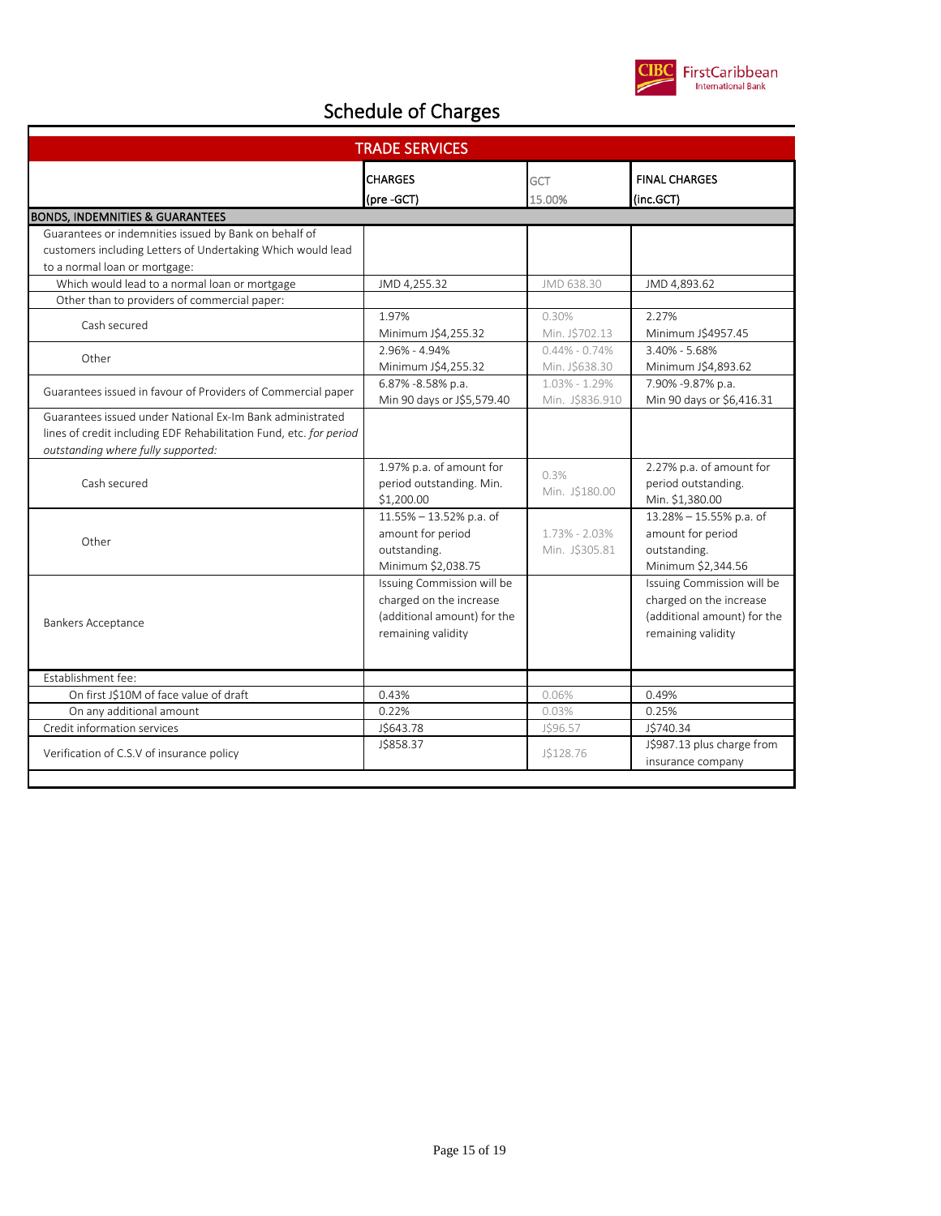# Schedule of Charges

| TRADE SERVICES | | | |
|---|---|---|---|
| | CHARGES (pre -GCT) | GCT 15.00% | FINAL CHARGES (inc.GCT) |
| **BONDS, INDEMNITIES & GUARANTEES** | | | |
| Guarantees or indemnities issued by Bank on behalf of customers including Letters of Undertaking Which would lead to a normal loan or mortgage: | | | |
| Which would lead to a normal loan or mortgage | JMD 4,255.32 | JMD 638.30 | JMD 4,893.62 |
| Other than to providers of commercial paper: | | | |
| Cash secured | 1.97% Minimum J$4,255.32 | 0.30% Min. J$702.13 | 2.27% Minimum J$4957.45 |
| Other | 2.96% - 4.94% Minimum J$4,255.32 | 0.44% - 0.74% Min. J$638.30 | 3.40% - 5.68% Minimum J$4,893.62 |
| Guarantees issued in favour of Providers of Commercial paper | 6.87% -8.58% p.a. Min 90 days or J$5,579.40 | 1.03% - 1.29% Min. J$836.910 | 7.90% -9.87% p.a. Min 90 days or $6,416.31 |
| Guarantees issued under National Ex-Im Bank administrated lines of credit including EDF Rehabilitation Fund, etc. *for period outstanding where fully supported:* | | | |
| Cash secured | 1.97% p.a. of amount for period outstanding. Min. $1,200.00 | 0.3% Min. J$180.00 | 2.27% p.a. of amount for period outstanding. Min. $1,380.00 |
| Other | 11.55% – 13.52% p.a. of amount for period outstanding. Minimum $2,038.75 | 1.73% - 2.03% Min. J$305.81 | 13.28% – 15.55% p.a. of amount for period outstanding. Minimum $2,344.56 |
| Bankers Acceptance | Issuing Commission will be charged on the increase (additional amount) for the remaining validity | | Issuing Commission will be charged on the increase (additional amount) for the remaining validity |
| Establishment fee: | | | |
| On first J$10M of face value of draft | 0.43% | 0.06% | 0.49% |
| On any additional amount | 0.22% | 0.03% | 0.25% |
| Credit information services | J$643.78 | J$96.57 | J$740.34 |
| Verification of C.S.V of insurance policy | J$858.37 | J$128.76 | J$987.13 plus charge from insurance company |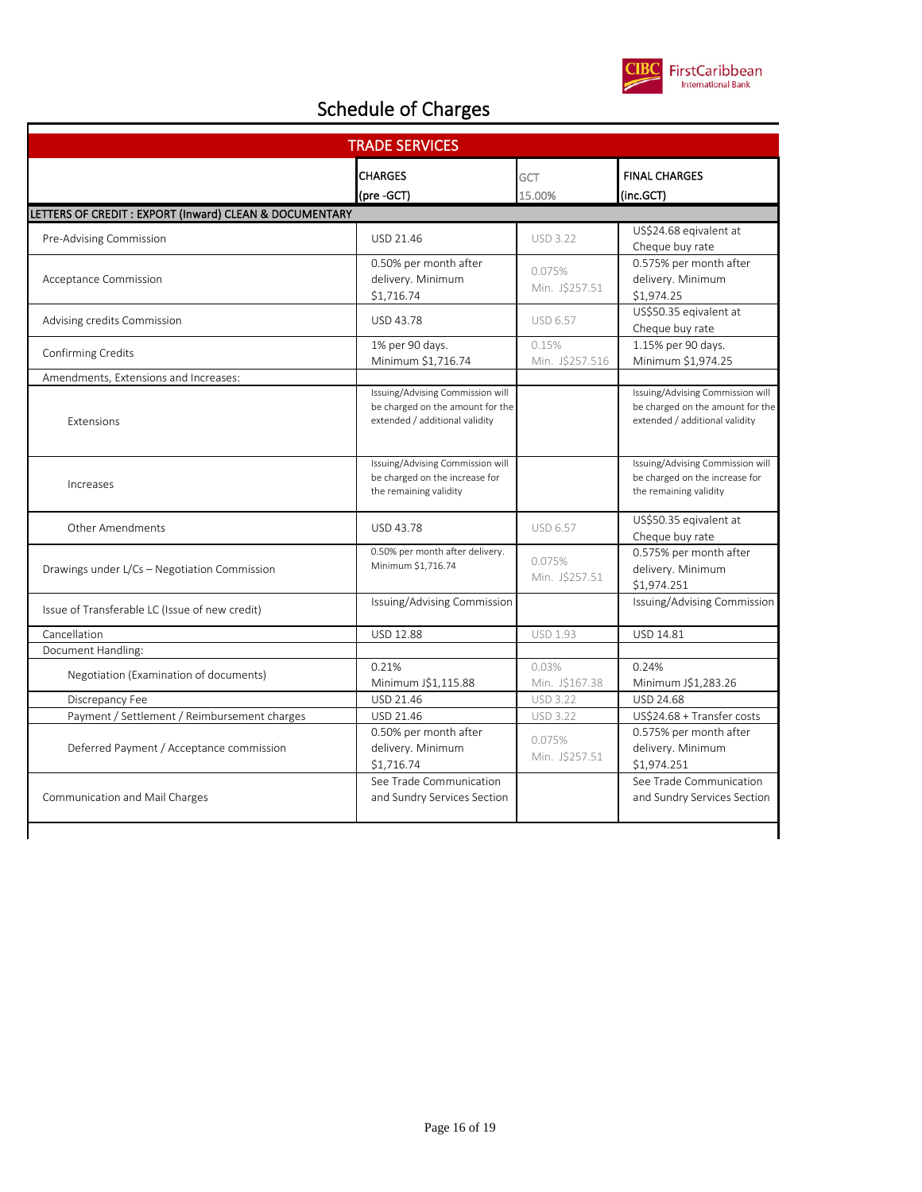# Schedule of Charges

## TRADE SERVICES

| | CHARGES (pre -GCT) | GCT 15.00% | FINAL CHARGES (inc.GCT) |
|---|---|---|---|
| **LETTERS OF CREDIT : EXPORT (Inward) CLEAN & DOCUMENTARY** | | | |
| Pre-Advising Commission | USD 21.46 | USD 3.22 | US$24.68 eqivalent at Cheque buy rate |
| Acceptance Commission | 0.50% per month after delivery. Minimum $1,716.74 | 0.075% Min. J$257.51 | 0.575% per month after delivery. Minimum $1,974.25 |
| Advising credits Commission | USD 43.78 | USD 6.57 | US$50.35 eqivalent at Cheque buy rate |
| Confirming Credits | 1% per 90 days. Minimum $1,716.74 | 0.15% Min. J$257.516 | 1.15% per 90 days. Minimum $1,974.25 |
| Amendments, Extensions and Increases: | | | |
| Extensions | Issuing/Advising Commission will be charged on the amount for the extended / additional validity | | Issuing/Advising Commission will be charged on the amount for the extended / additional validity |
| Increases | Issuing/Advising Commission will be charged on the increase for the remaining validity | | Issuing/Advising Commission will be charged on the increase for the remaining validity |
| Other Amendments | USD 43.78 | USD 6.57 | US$50.35 eqivalent at Cheque buy rate |
| Drawings under L/Cs – Negotiation Commission | 0.50% per month after delivery. Minimum $1,716.74 | 0.075% Min. J$257.51 | 0.575% per month after delivery. Minimum $1,974.251 |
| Issue of Transferable LC (Issue of new credit) | Issuing/Advising Commission | | Issuing/Advising Commission |
| Cancellation | USD 12.88 | USD 1.93 | USD 14.81 |
| Document Handling: | | | |
| Negotiation (Examination of documents) | 0.21% Minimum J$1,115.88 | 0.03% Min. J$167.38 | 0.24% Minimum J$1,283.26 |
| Discrepancy Fee | USD 21.46 | USD 3.22 | USD 24.68 |
| Payment / Settlement / Reimbursement charges | USD 21.46 | USD 3.22 | US$24.68 + Transfer costs |
| Deferred Payment / Acceptance commission | 0.50% per month after delivery. Minimum $1,716.74 | 0.075% Min. J$257.51 | 0.575% per month after delivery. Minimum $1,974.251 |
| Communication and Mail Charges | See Trade Communication and Sundry Services Section | | See Trade Communication and Sundry Services Section |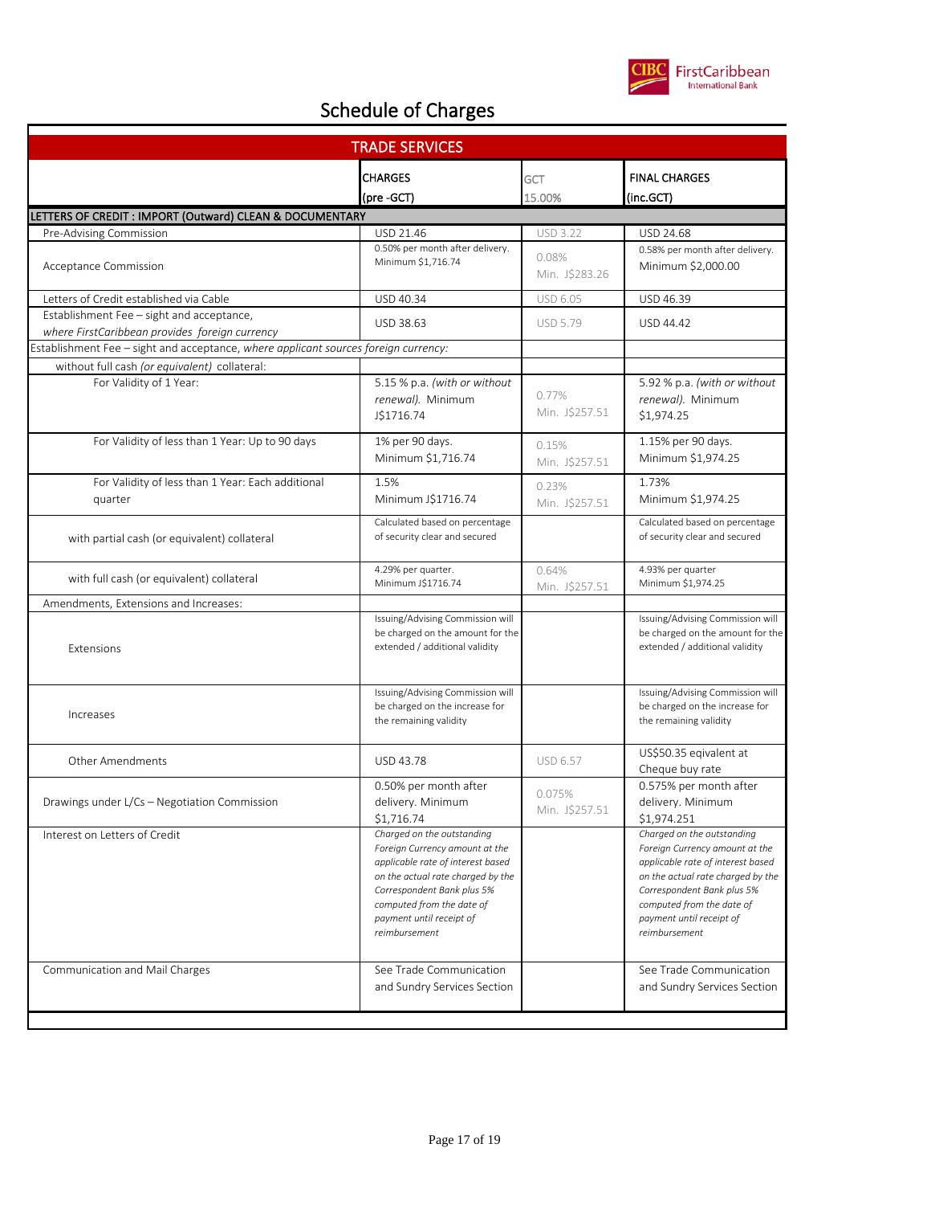# Schedule of Charges

| TRADE SERVICES | | | |
|---|---|---|---|
| | CHARGES (pre -GCT) | GCT 15.00% | FINAL CHARGES (inc.GCT) |
| **LETTERS OF CREDIT : IMPORT (Outward) CLEAN & DOCUMENTARY** | | | |
| Pre-Advising Commission | USD 21.46 | USD 3.22 | USD 24.68 |
| Acceptance Commission | 0.50% per month after delivery. Minimum $1,716.74 | 0.08% Min. J$283.26 | 0.58% per month after delivery. Minimum $2,000.00 |
| Letters of Credit established via Cable | USD 40.34 | USD 6.05 | USD 46.39 |
| Establishment Fee – sight and acceptance, *where FirstCaribbean provides foreign currency* | USD 38.63 | USD 5.79 | USD 44.42 |
| Establishment Fee – sight and acceptance, *where applicant sources foreign currency:* | | | |
| without full cash *(or equivalent)* collateral: | | | |
| For Validity of 1 Year: | 5.15 % p.a. *(with or without renewal).* Minimum J$1716.74 | 0.77% Min. J$257.51 | 5.92 % p.a. *(with or without renewal).* Minimum $1,974.25 |
| For Validity of less than 1 Year: Up to 90 days | 1% per 90 days. Minimum $1,716.74 | 0.15% Min. J$257.51 | 1.15% per 90 days. Minimum $1,974.25 |
| For Validity of less than 1 Year: Each additional quarter | 1.5% Minimum J$1716.74 | 0.23% Min. J$257.51 | 1.73% Minimum $1,974.25 |
| with partial cash (or equivalent) collateral | Calculated based on percentage of security clear and secured | | Calculated based on percentage of security clear and secured |
| with full cash (or equivalent) collateral | 4.29% per quarter. Minimum J$1716.74 | 0.64% Min. J$257.51 | 4.93% per quarter Minimum $1,974.25 |
| Amendments, Extensions and Increases: | | | |
| Extensions | Issuing/Advising Commission will be charged on the amount for the extended / additional validity | | Issuing/Advising Commission will be charged on the amount for the extended / additional validity |
| Increases | Issuing/Advising Commission will be charged on the increase for the remaining validity | | Issuing/Advising Commission will be charged on the increase for the remaining validity |
| Other Amendments | USD 43.78 | USD 6.57 | US$50.35 eqivalent at Cheque buy rate |
| Drawings under L/Cs – Negotiation Commission | 0.50% per month after delivery. Minimum $1,716.74 | 0.075% Min. J$257.51 | 0.575% per month after delivery. Minimum $1,974.251 |
| Interest on Letters of Credit | *Charged on the outstanding Foreign Currency amount at the applicable rate of interest based on the actual rate charged by the Correspondent Bank plus 5% computed from the date of payment until receipt of reimbursement* | | *Charged on the outstanding Foreign Currency amount at the applicable rate of interest based on the actual rate charged by the Correspondent Bank plus 5% computed from the date of payment until receipt of reimbursement* |
| Communication and Mail Charges | See Trade Communication and Sundry Services Section | | See Trade Communication and Sundry Services Section |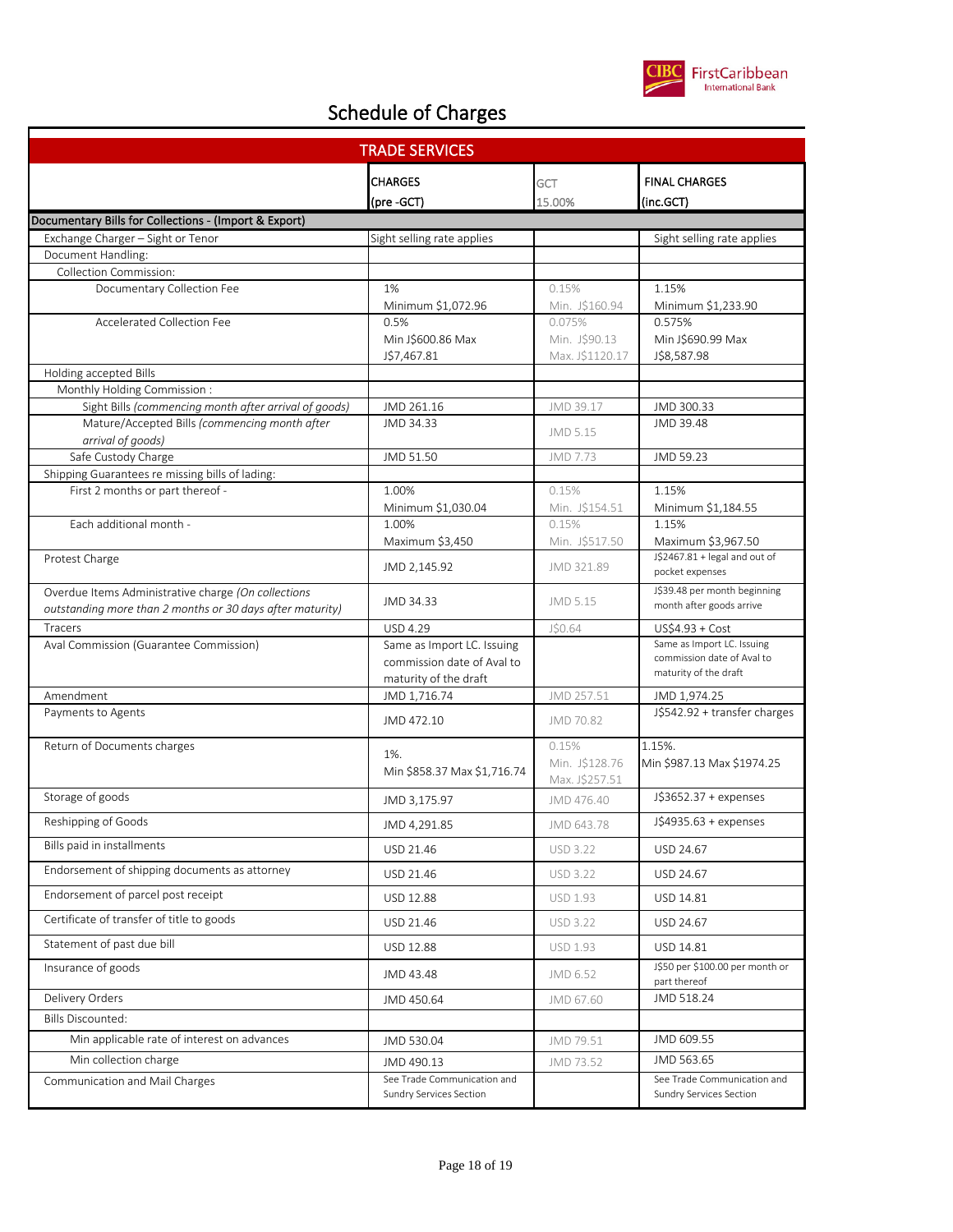# Schedule of Charges

| TRADE SERVICES | | | |
|---|---|---|---|
| | CHARGES (pre -GCT) | GCT 15.00% | FINAL CHARGES (inc.GCT) |
| **Documentary Bills for Collections - (Import & Export)** | | | |
| Exchange Charger – Sight or Tenor | Sight selling rate applies | | Sight selling rate applies |
| Document Handling: | | | |
| Collection Commission: | | | |
| Documentary Collection Fee | 1% Minimum $1,072.96 | 0.15% Min. J$160.94 | 1.15% Minimum $1,233.90 |
| Accelerated Collection Fee | 0.5% Min J$600.86 Max J$7,467.81 | 0.075% Min. J$90.13 Max. J$1120.17 | 0.575% Min J$690.99 Max J$8,587.98 |
| Holding accepted Bills | | | |
| Monthly Holding Commission : | | | |
| Sight Bills *(commencing month after arrival of goods)* | JMD 261.16 | JMD 39.17 | JMD 300.33 |
| Mature/Accepted Bills *(commencing month after arrival of goods)* | JMD 34.33 | JMD 5.15 | JMD 39.48 |
| Safe Custody Charge | JMD 51.50 | JMD 7.73 | JMD 59.23 |
| Shipping Guarantees re missing bills of lading: | | | |
| First 2 months or part thereof - | 1.00% Minimum $1,030.04 | 0.15% Min. J$154.51 | 1.15% Minimum $1,184.55 |
| Each additional month - | 1.00% Maximum $3,450 | 0.15% Min. J$517.50 | 1.15% Maximum $3,967.50 |
| Protest Charge | JMD 2,145.92 | JMD 321.89 | J$2467.81 + legal and out of pocket expenses |
| Overdue Items Administrative charge *(On collections outstanding more than 2 months or 30 days after maturity)* | JMD 34.33 | JMD 5.15 | J$39.48 per month beginning month after goods arrive |
| Tracers | USD 4.29 | J$0.64 | US$4.93 + Cost |
| Aval Commission (Guarantee Commission) | Same as Import LC. Issuing commission date of Aval to maturity of the draft | | Same as Import LC. Issuing commission date of Aval to maturity of the draft |
| Amendment | JMD 1,716.74 | JMD 257.51 | JMD 1,974.25 |
| Payments to Agents | JMD 472.10 | JMD 70.82 | J$542.92 + transfer charges |
| Return of Documents charges | 1%. Min $858.37 Max $1,716.74 | 0.15% Min. J$128.76 Max. J$257.51 | 1.15%. Min $987.13 Max $1974.25 |
| Storage of goods | JMD 3,175.97 | JMD 476.40 | J$3652.37 + expenses |
| Reshipping of Goods | JMD 4,291.85 | JMD 643.78 | J$4935.63 + expenses |
| Bills paid in installments | USD 21.46 | USD 3.22 | USD 24.67 |
| Endorsement of shipping documents as attorney | USD 21.46 | USD 3.22 | USD 24.67 |
| Endorsement of parcel post receipt | USD 12.88 | USD 1.93 | USD 14.81 |
| Certificate of transfer of title to goods | USD 21.46 | USD 3.22 | USD 24.67 |
| Statement of past due bill | USD 12.88 | USD 1.93 | USD 14.81 |
| Insurance of goods | JMD 43.48 | JMD 6.52 | J$50 per $100.00 per month or part thereof |
| Delivery Orders | JMD 450.64 | JMD 67.60 | JMD 518.24 |
| Bills Discounted: | | | |
| Min applicable rate of interest on advances | JMD 530.04 | JMD 79.51 | JMD 609.55 |
| Min collection charge | JMD 490.13 | JMD 73.52 | JMD 563.65 |
| Communication and Mail Charges | See Trade Communication and Sundry Services Section | | See Trade Communication and Sundry Services Section |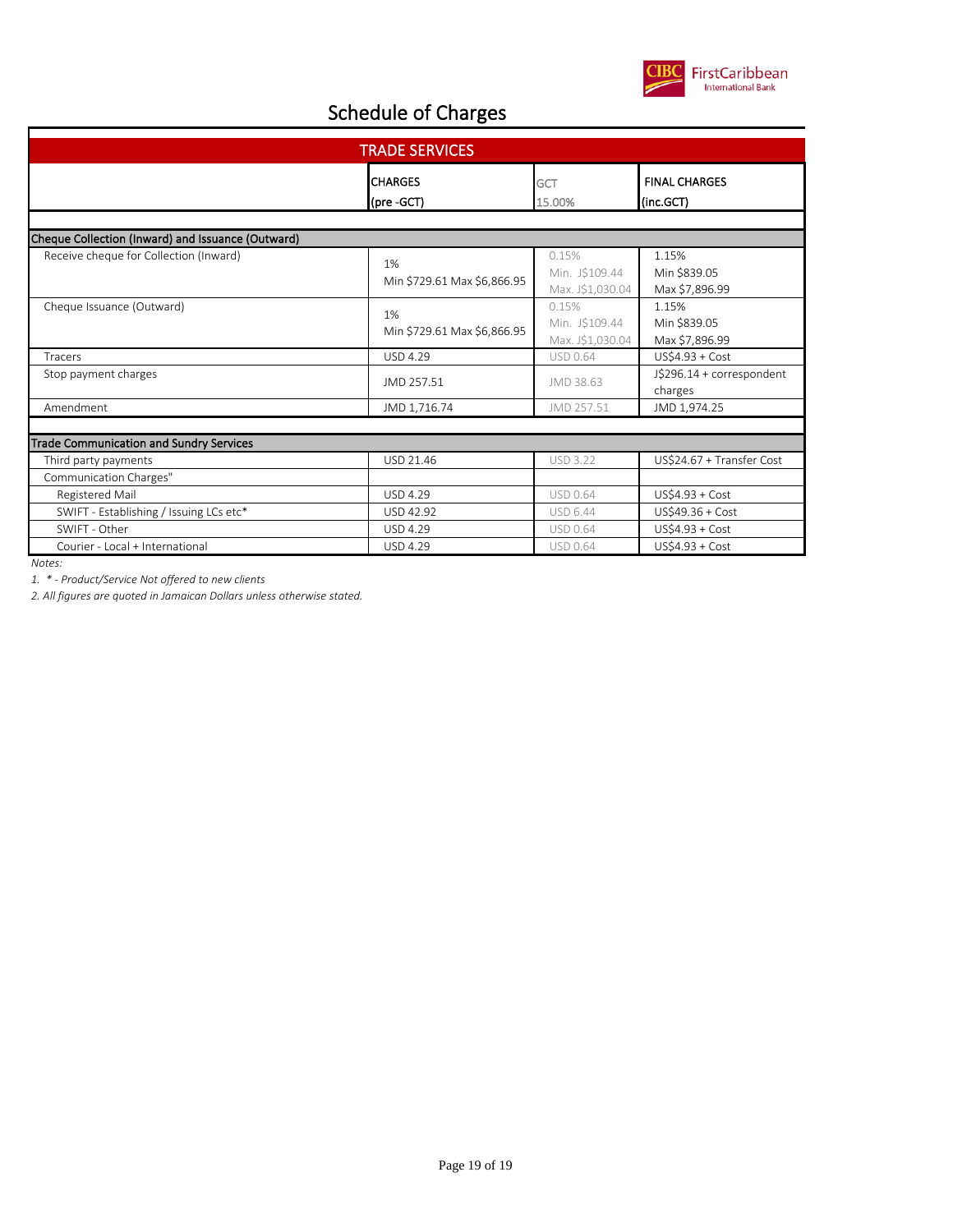# Schedule of Charges

| TRADE SERVICES | CHARGES (pre -GCT) | GCT 15.00% | FINAL CHARGES (inc.GCT) |
|---|---|---|---|
| **Cheque Collection (Inward) and Issuance (Outward)** | | | |
| Receive cheque for Collection (Inward) | 1% Min $729.61 Max $6,866.95 | 0.15% Min. J$109.44 Max. J$1,030.04 | 1.15% Min $839.05 Max $7,896.99 |
| Cheque Issuance (Outward) | 1% Min $729.61 Max $6,866.95 | 0.15% Min. J$109.44 Max. J$1,030.04 | 1.15% Min $839.05 Max $7,896.99 |
| Tracers | USD 4.29 | USD 0.64 | US$4.93 + Cost |
| Stop payment charges | JMD 257.51 | JMD 38.63 | J$296.14 + correspondent charges |
| Amendment | JMD 1,716.74 | JMD 257.51 | JMD 1,974.25 |
| **Trade Communication and Sundry Services** | | | |
| Third party payments | USD 21.46 | USD 3.22 | US$24.67 + Transfer Cost |
| Communication Charges" | | | |
| Registered Mail | USD 4.29 | USD 0.64 | US$4.93 + Cost |
| SWIFT - Establishing / Issuing LCs etc* | USD 42.92 | USD 6.44 | US$49.36 + Cost |
| SWIFT - Other | USD 4.29 | USD 0.64 | US$4.93 + Cost |
| Courier - Local + International | USD 4.29 | USD 0.64 | US$4.93 + Cost |

*Notes:*

1. *\* - Product/Service Not offered to new clients*
2. *All figures are quoted in Jamaican Dollars unless otherwise stated.*